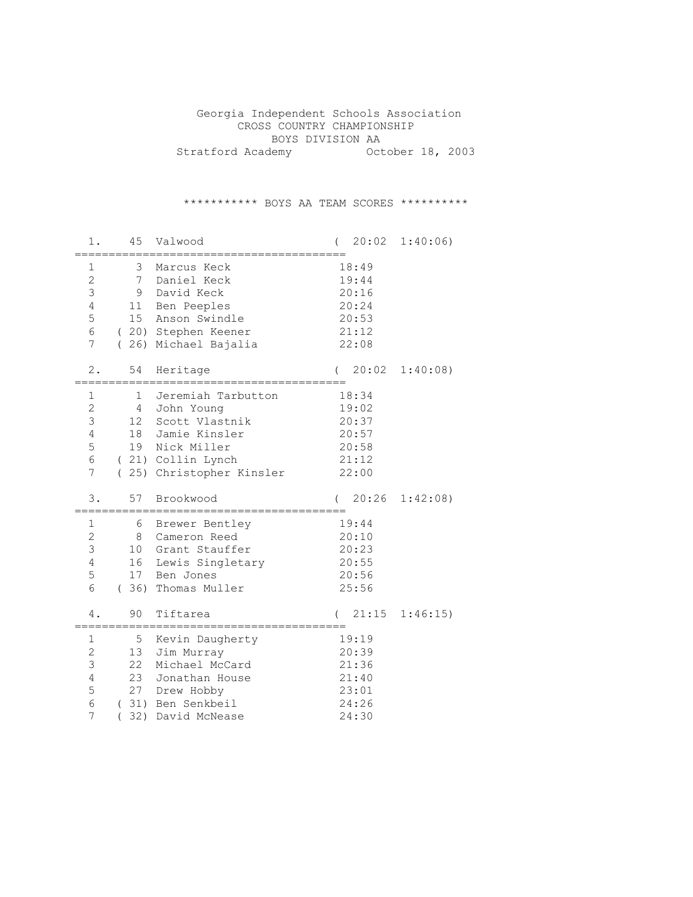Georgia Independent Schools Association
CROSS COUNTRY CHAMPIONSHIP
BOYS DIVISION AA
Stratford Academy October 18, 2003

*********** BOYS AA TEAM SCORES **********

**1. 45 Valwood ( 20:02 1:40:06)**

| | Place | Name | Time |
|---|---|---|---|
| 1 | 3 | Marcus Keck | 18:49 |
| 2 | 7 | Daniel Keck | 19:44 |
| 3 | 9 | David Keck | 20:16 |
| 4 | 11 | Ben Peeples | 20:24 |
| 5 | 15 | Anson Swindle | 20:53 |
| 6 | ( 20) | Stephen Keener | 21:12 |
| 7 | ( 26) | Michael Bajalia | 22:08 |

**2. 54 Heritage ( 20:02 1:40:08)**

| | Place | Name | Time |
|---|---|---|---|
| 1 | 1 | Jeremiah Tarbutton | 18:34 |
| 2 | 4 | John Young | 19:02 |
| 3 | 12 | Scott Vlastnik | 20:37 |
| 4 | 18 | Jamie Kinsler | 20:57 |
| 5 | 19 | Nick Miller | 20:58 |
| 6 | ( 21) | Collin Lynch | 21:12 |
| 7 | ( 25) | Christopher Kinsler | 22:00 |

**3. 57 Brookwood ( 20:26 1:42:08)**

| | Place | Name | Time |
|---|---|---|---|
| 1 | 6 | Brewer Bentley | 19:44 |
| 2 | 8 | Cameron Reed | 20:10 |
| 3 | 10 | Grant Stauffer | 20:23 |
| 4 | 16 | Lewis Singletary | 20:55 |
| 5 | 17 | Ben Jones | 20:56 |
| 6 | ( 36) | Thomas Muller | 25:56 |

**4. 90 Tiftarea ( 21:15 1:46:15)**

| | Place | Name | Time |
|---|---|---|---|
| 1 | 5 | Kevin Daugherty | 19:19 |
| 2 | 13 | Jim Murray | 20:39 |
| 3 | 22 | Michael McCard | 21:36 |
| 4 | 23 | Jonathan House | 21:40 |
| 5 | 27 | Drew Hobby | 23:01 |
| 6 | ( 31) | Ben Senkbeil | 24:26 |
| 7 | ( 32) | David McNease | 24:30 |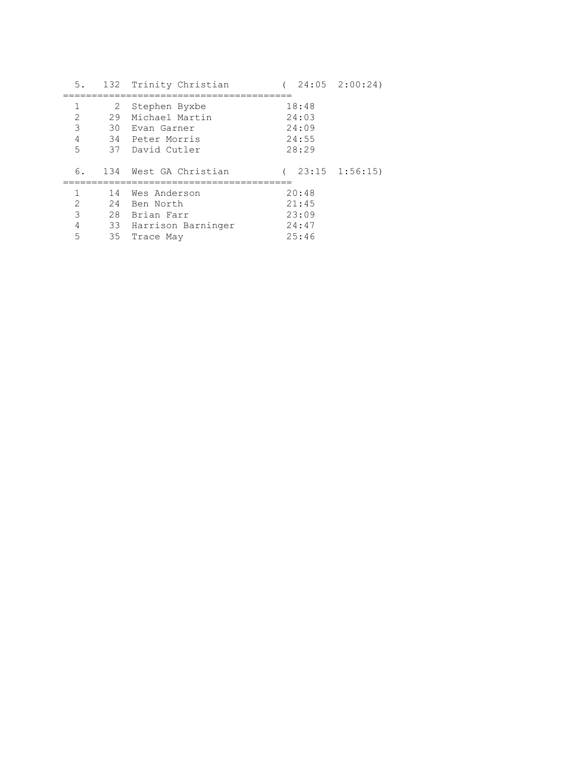5. 132 Trinity Christian ( 24:05 2:00:24)

| | | | |
|---|---|---|---|
| 1 | 2 | Stephen Byxbe | 18:48 |
| 2 | 29 | Michael Martin | 24:03 |
| 3 | 30 | Evan Garner | 24:09 |
| 4 | 34 | Peter Morris | 24:55 |
| 5 | 37 | David Cutler | 28:29 |

6. 134 West GA Christian ( 23:15 1:56:15)

| | | | |
|---|---|---|---|
| 1 | 14 | Wes Anderson | 20:48 |
| 2 | 24 | Ben North | 21:45 |
| 3 | 28 | Brian Farr | 23:09 |
| 4 | 33 | Harrison Barninger | 24:47 |
| 5 | 35 | Trace May | 25:46 |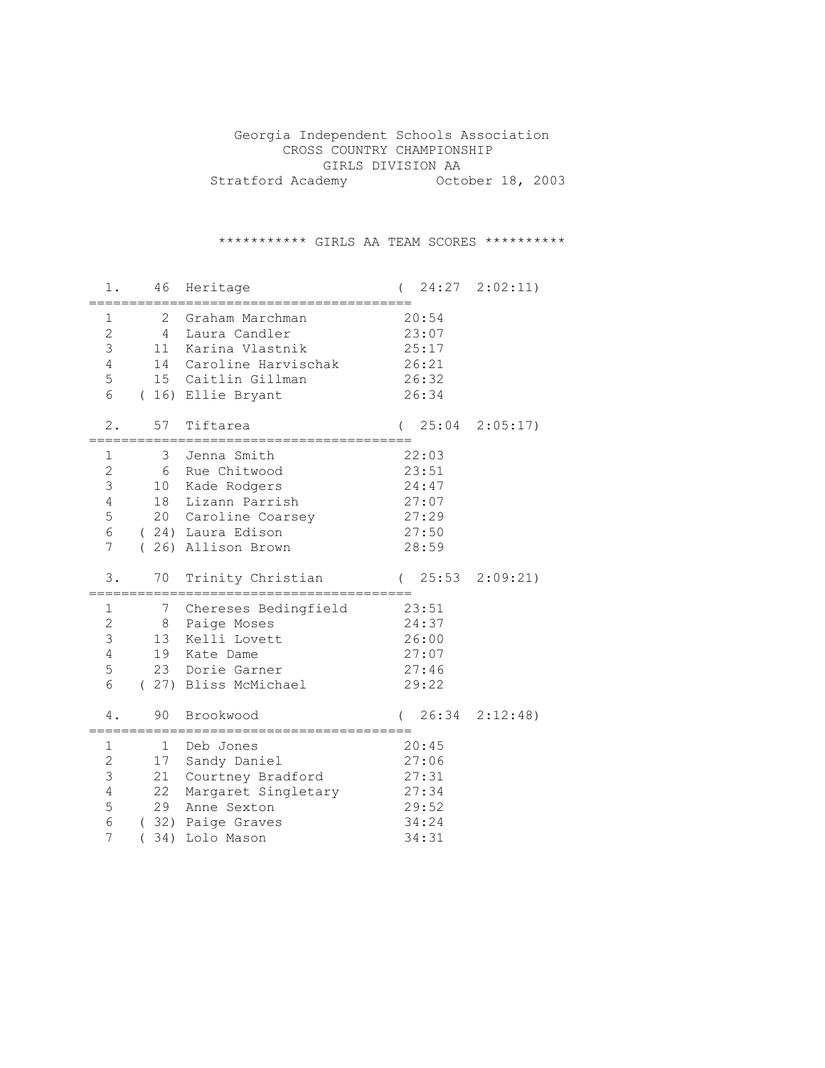# Georgia Independent Schools Association
## CROSS COUNTRY CHAMPIONSHIP
### GIRLS DIVISION AA

Stratford Academy October 18, 2003

*********** GIRLS AA TEAM SCORES **********

```
  1.     46  Heritage                  (  24:27  2:02:11)
=======================================
  1       2  Graham Marchman           20:54
  2       4  Laura Candler             23:07
  3      11  Karina Vlastnik           25:17
  4      14  Caroline Harvischak       26:21
  5      15  Caitlin Gillman           26:32
  6    ( 16) Ellie Bryant              26:34

  2.     57  Tiftarea                  (  25:04  2:05:17)
=======================================
  1       3  Jenna Smith               22:03
  2       6  Rue Chitwood              23:51
  3      10  Kade Rodgers              24:47
  4      18  Lizann Parrish            27:07
  5      20  Caroline Coarsey          27:29
  6    ( 24) Laura Edison              27:50
  7    ( 26) Allison Brown             28:59

  3.     70  Trinity Christian         (  25:53  2:09:21)
=======================================
  1       7  Chereses Bedingfield      23:51
  2       8  Paige Moses               24:37
  3      13  Kelli Lovett              26:00
  4      19  Kate Dame                 27:07
  5      23  Dorie Garner              27:46
  6    ( 27) Bliss McMichael           29:22

  4.     90  Brookwood                 (  26:34  2:12:48)
=======================================
  1       1  Deb Jones                 20:45
  2      17  Sandy Daniel              27:06
  3      21  Courtney Bradford         27:31
  4      22  Margaret Singletary       27:34
  5      29  Anne Sexton               29:52
  6    ( 32) Paige Graves              34:24
  7    ( 34) Lolo Mason                34:31
```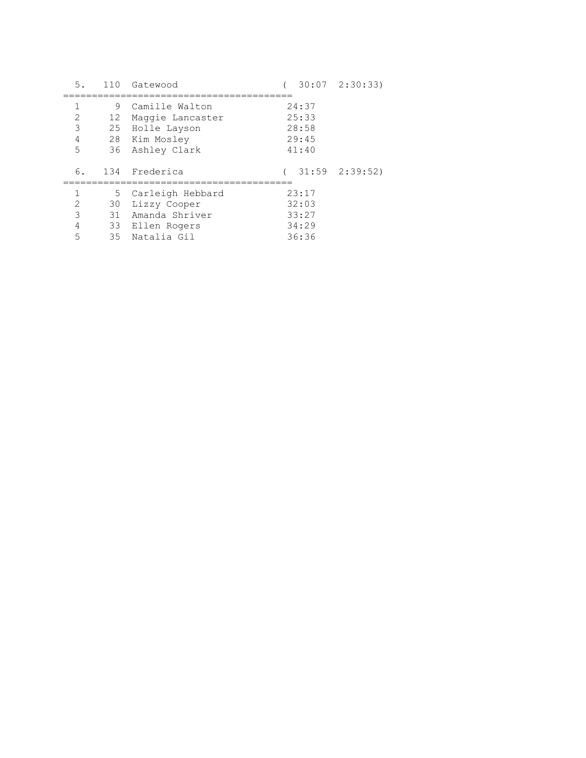```
  5.   110  Gatewood                  (  30:07  2:30:33)
========================================
  1      9  Camille Walton             24:37
  2     12  Maggie Lancaster           25:33
  3     25  Holle Layson               28:58
  4     28  Kim Mosley                 29:45
  5     36  Ashley Clark               41:40

  6.   134  Frederica                 (  31:59  2:39:52)
========================================
  1      5  Carleigh Hebbard           23:17
  2     30  Lizzy Cooper               32:03
  3     31  Amanda Shriver             33:27
  4     33  Ellen Rogers               34:29
  5     35  Natalia Gil                36:36
```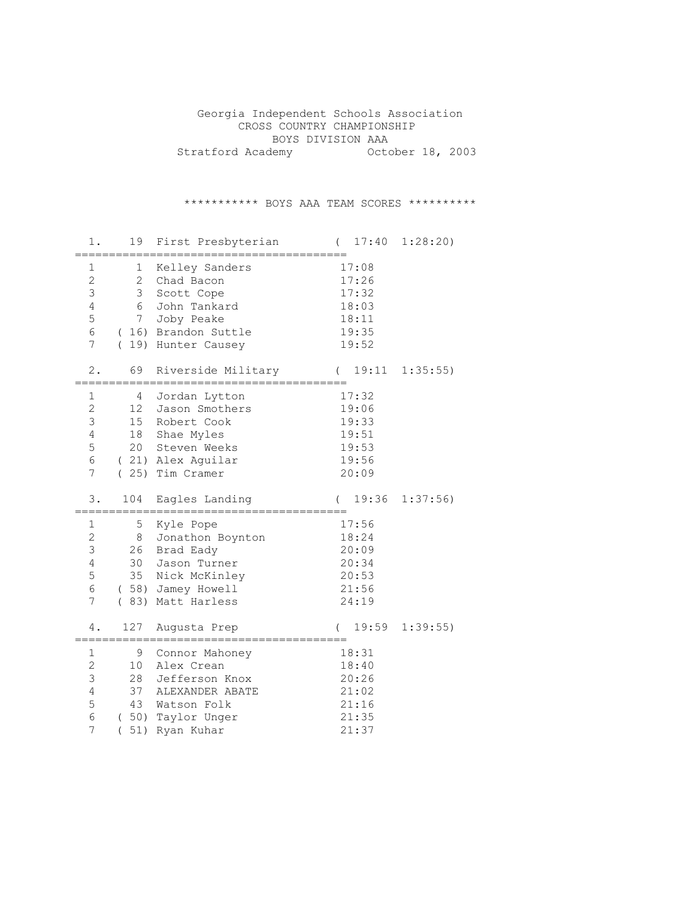Georgia Independent Schools Association
CROSS COUNTRY CHAMPIONSHIP
BOYS DIVISION AAA
Stratford Academy October 18, 2003

*********** BOYS AAA TEAM SCORES **********

```
  1.    19  First Presbyterian        (  17:40  1:28:20)
========================================
  1      1  Kelley Sanders            17:08
  2      2  Chad Bacon                17:26
  3      3  Scott Cope                17:32
  4      6  John Tankard              18:03
  5      7  Joby Peake                18:11
  6    ( 16) Brandon Suttle           19:35
  7    ( 19) Hunter Causey            19:52

  2.    69  Riverside Military        (  19:11  1:35:55)
========================================
  1      4  Jordan Lytton             17:32
  2     12  Jason Smothers            19:06
  3     15  Robert Cook               19:33
  4     18  Shae Myles                19:51
  5     20  Steven Weeks              19:53
  6    ( 21) Alex Aguilar             19:56
  7    ( 25) Tim Cramer               20:09

  3.   104  Eagles Landing            (  19:36  1:37:56)
========================================
  1      5  Kyle Pope                 17:56
  2      8  Jonathon Boynton          18:24
  3     26  Brad Eady                 20:09
  4     30  Jason Turner              20:34
  5     35  Nick McKinley             20:53
  6    ( 58) Jamey Howell             21:56
  7    ( 83) Matt Harless             24:19

  4.   127  Augusta Prep              (  19:59  1:39:55)
========================================
  1      9  Connor Mahoney            18:31
  2     10  Alex Crean                18:40
  3     28  Jefferson Knox            20:26
  4     37  ALEXANDER ABATE           21:02
  5     43  Watson Folk               21:16
  6    ( 50) Taylor Unger             21:35
  7    ( 51) Ryan Kuhar               21:37
```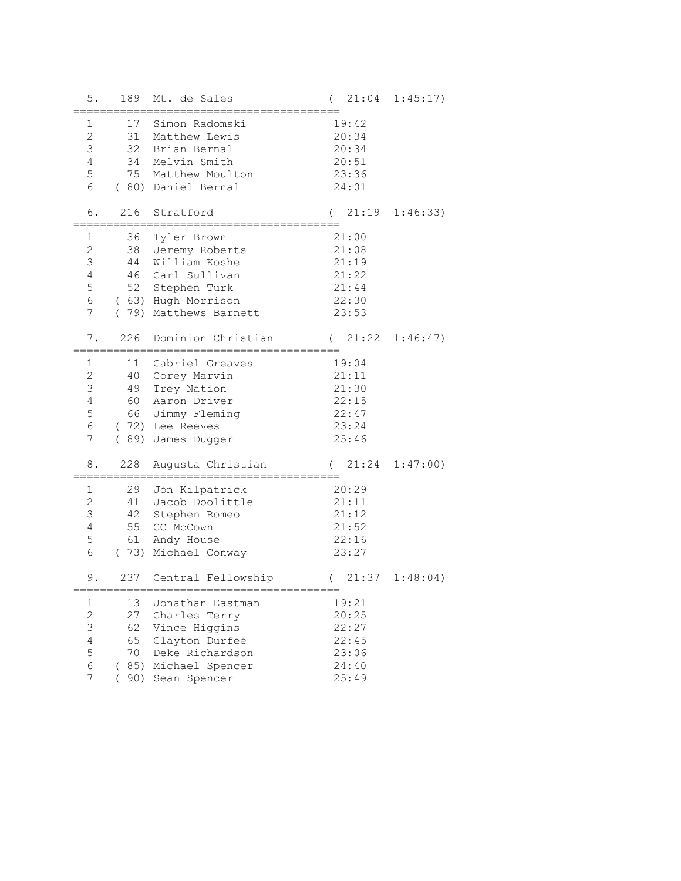```
  5.   189  Mt. de Sales              (  21:04  1:45:17)
========================================
  1     17  Simon Radomski            19:42
  2     31  Matthew Lewis             20:34
  3     32  Brian Bernal              20:34
  4     34  Melvin Smith              20:51
  5     75  Matthew Moulton           23:36
  6    ( 80) Daniel Bernal            24:01

  6.   216  Stratford                 (  21:19  1:46:33)
========================================
  1     36  Tyler Brown               21:00
  2     38  Jeremy Roberts            21:08
  3     44  William Koshe             21:19
  4     46  Carl Sullivan             21:22
  5     52  Stephen Turk              21:44
  6    ( 63) Hugh Morrison            22:30
  7    ( 79) Matthews Barnett         23:53

  7.   226  Dominion Christian        (  21:22  1:46:47)
========================================
  1     11  Gabriel Greaves           19:04
  2     40  Corey Marvin              21:11
  3     49  Trey Nation               21:30
  4     60  Aaron Driver              22:15
  5     66  Jimmy Fleming             22:47
  6    ( 72) Lee Reeves               23:24
  7    ( 89) James Dugger             25:46

  8.   228  Augusta Christian         (  21:24  1:47:00)
========================================
  1     29  Jon Kilpatrick            20:29
  2     41  Jacob Doolittle           21:11
  3     42  Stephen Romeo             21:12
  4     55  CC McCown                 21:52
  5     61  Andy House                22:16
  6    ( 73) Michael Conway           23:27

  9.   237  Central Fellowship        (  21:37  1:48:04)
========================================
  1     13  Jonathan Eastman          19:21
  2     27  Charles Terry             20:25
  3     62  Vince Higgins             22:27
  4     65  Clayton Durfee            22:45
  5     70  Deke Richardson           23:06
  6    ( 85) Michael Spencer          24:40
  7    ( 90) Sean Spencer             25:49
```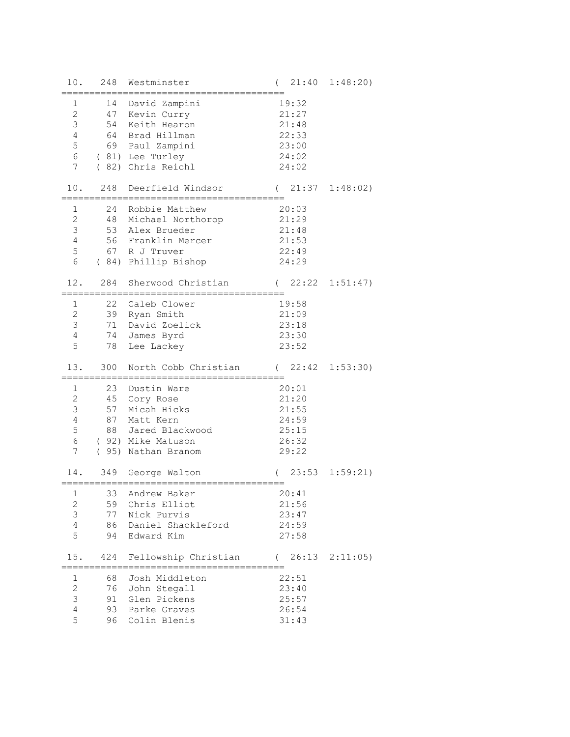```
 10.   248  Westminster              (  21:40  1:48:20)
========================================
  1      14  David Zampini            19:32
  2      47  Kevin Curry              21:27
  3      54  Keith Hearon             21:48
  4      64  Brad Hillman             22:33
  5      69  Paul Zampini             23:00
  6    ( 81) Lee Turley               24:02
  7    ( 82) Chris Reichl             24:02

 10.   248  Deerfield Windsor        (  21:37  1:48:02)
========================================
  1      24  Robbie Matthew           20:03
  2      48  Michael Northorop        21:29
  3      53  Alex Brueder             21:48
  4      56  Franklin Mercer          21:53
  5      67  R J Truver               22:49
  6    ( 84) Phillip Bishop           24:29

 12.   284  Sherwood Christian       (  22:22  1:51:47)
========================================
  1      22  Caleb Clower             19:58
  2      39  Ryan Smith               21:09
  3      71  David Zoelick            23:18
  4      74  James Byrd               23:30
  5      78  Lee Lackey               23:52

 13.   300  North Cobb Christian     (  22:42  1:53:30)
========================================
  1      23  Dustin Ware              20:01
  2      45  Cory Rose                21:20
  3      57  Micah Hicks              21:55
  4      87  Matt Kern                24:59
  5      88  Jared Blackwood          25:15
  6    ( 92) Mike Matuson             26:32
  7    ( 95) Nathan Branom            29:22

 14.   349  George Walton            (  23:53  1:59:21)
========================================
  1      33  Andrew Baker             20:41
  2      59  Chris Elliot             21:56
  3      77  Nick Purvis              23:47
  4      86  Daniel Shackleford       24:59
  5      94  Edward Kim               27:58

 15.   424  Fellowship Christian     (  26:13  2:11:05)
========================================
  1      68  Josh Middleton           22:51
  2      76  John Stegall             23:40
  3      91  Glen Pickens             25:57
  4      93  Parke Graves             26:54
  5      96  Colin Blenis             31:43
```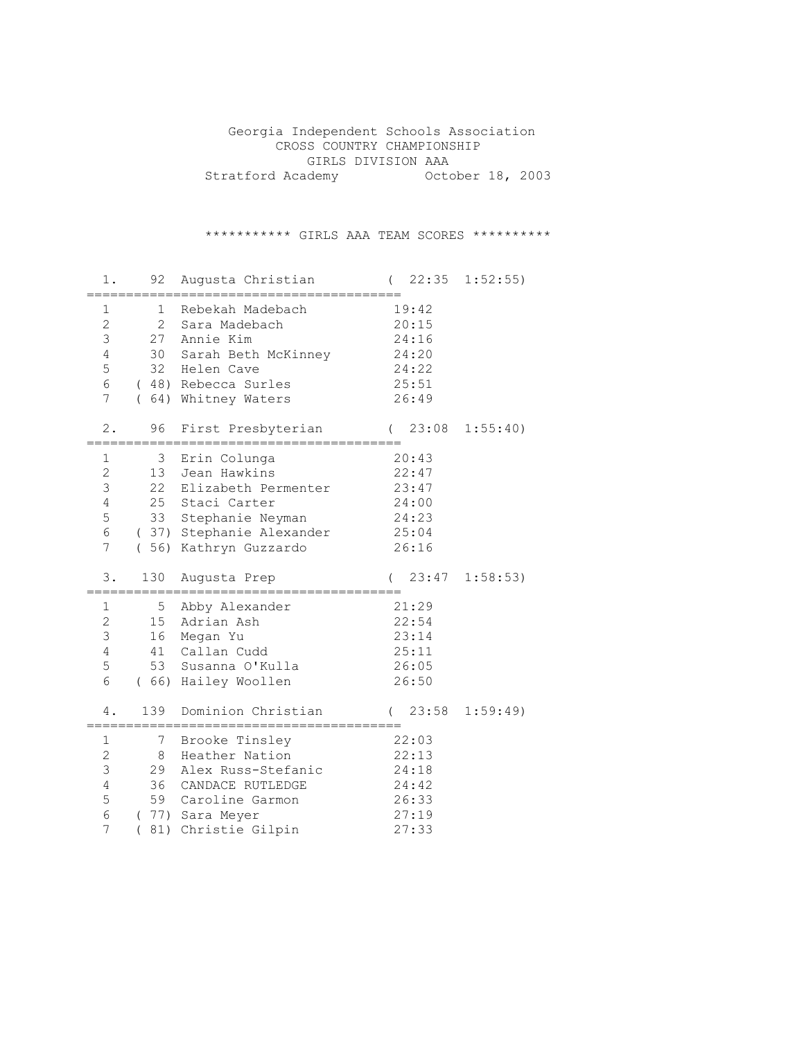Georgia Independent Schools Association
CROSS COUNTRY CHAMPIONSHIP
GIRLS DIVISION AAA
Stratford Academy October 18, 2003

*********** GIRLS AAA TEAM SCORES **********

**1. 92 Augusta Christian ( 22:35 1:52:55)**

| | Place | Name | Time |
|---|---|---|---|
| 1 | 1 | Rebekah Madebach | 19:42 |
| 2 | 2 | Sara Madebach | 20:15 |
| 3 | 27 | Annie Kim | 24:16 |
| 4 | 30 | Sarah Beth McKinney | 24:20 |
| 5 | 32 | Helen Cave | 24:22 |
| 6 | ( 48) | Rebecca Surles | 25:51 |
| 7 | ( 64) | Whitney Waters | 26:49 |

**2. 96 First Presbyterian ( 23:08 1:55:40)**

| | Place | Name | Time |
|---|---|---|---|
| 1 | 3 | Erin Colunga | 20:43 |
| 2 | 13 | Jean Hawkins | 22:47 |
| 3 | 22 | Elizabeth Permenter | 23:47 |
| 4 | 25 | Staci Carter | 24:00 |
| 5 | 33 | Stephanie Neyman | 24:23 |
| 6 | ( 37) | Stephanie Alexander | 25:04 |
| 7 | ( 56) | Kathryn Guzzardo | 26:16 |

**3. 130 Augusta Prep ( 23:47 1:58:53)**

| | Place | Name | Time |
|---|---|---|---|
| 1 | 5 | Abby Alexander | 21:29 |
| 2 | 15 | Adrian Ash | 22:54 |
| 3 | 16 | Megan Yu | 23:14 |
| 4 | 41 | Callan Cudd | 25:11 |
| 5 | 53 | Susanna O'Kulla | 26:05 |
| 6 | ( 66) | Hailey Woollen | 26:50 |

**4. 139 Dominion Christian ( 23:58 1:59:49)**

| | Place | Name | Time |
|---|---|---|---|
| 1 | 7 | Brooke Tinsley | 22:03 |
| 2 | 8 | Heather Nation | 22:13 |
| 3 | 29 | Alex Russ-Stefanic | 24:18 |
| 4 | 36 | CANDACE RUTLEDGE | 24:42 |
| 5 | 59 | Caroline Garmon | 26:33 |
| 6 | ( 77) | Sara Meyer | 27:19 |
| 7 | ( 81) | Christie Gilpin | 27:33 |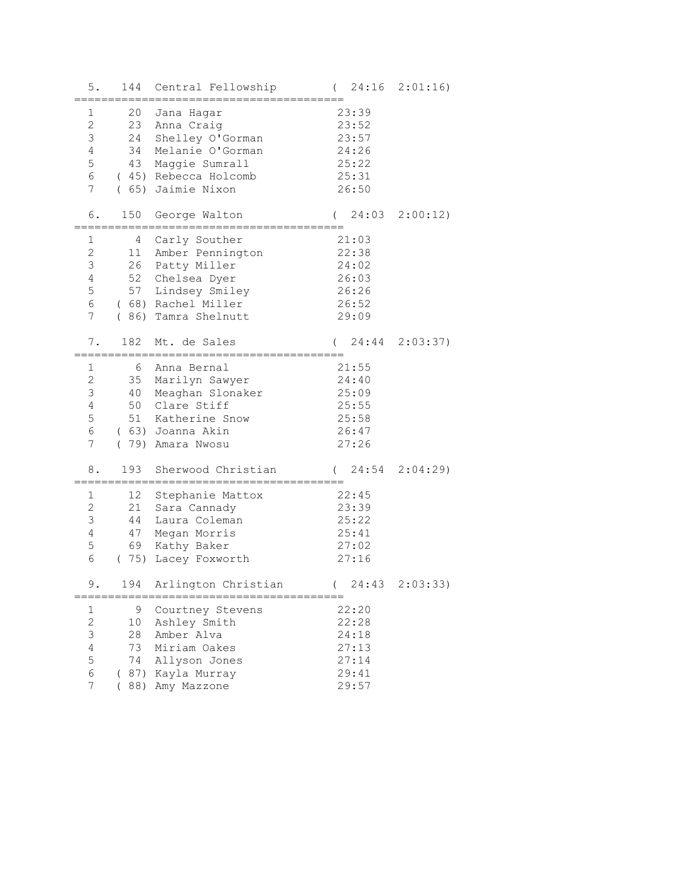```
  5.   144  Central Fellowship        (  24:16  2:01:16)
========================================
  1      20  Jana Hagar                 23:39
  2      23  Anna Craig                 23:52
  3      24  Shelley O'Gorman           23:57
  4      34  Melanie O'Gorman           24:26
  5      43  Maggie Sumrall             25:22
  6    ( 45) Rebecca Holcomb            25:31
  7    ( 65) Jaimie Nixon               26:50

  6.   150  George Walton             (  24:03  2:00:12)
========================================
  1       4  Carly Souther              21:03
  2      11  Amber Pennington           22:38
  3      26  Patty Miller               24:02
  4      52  Chelsea Dyer               26:03
  5      57  Lindsey Smiley             26:26
  6    ( 68) Rachel Miller              26:52
  7    ( 86) Tamra Shelnutt             29:09

  7.   182  Mt. de Sales              (  24:44  2:03:37)
========================================
  1       6  Anna Bernal                21:55
  2      35  Marilyn Sawyer             24:40
  3      40  Meaghan Slonaker           25:09
  4      50  Clare Stiff                25:55
  5      51  Katherine Snow             25:58
  6    ( 63) Joanna Akin                26:47
  7    ( 79) Amara Nwosu                27:26

  8.   193  Sherwood Christian        (  24:54  2:04:29)
========================================
  1      12  Stephanie Mattox           22:45
  2      21  Sara Cannady               23:39
  3      44  Laura Coleman              25:22
  4      47  Megan Morris               25:41
  5      69  Kathy Baker                27:02
  6    ( 75) Lacey Foxworth             27:16

  9.   194  Arlington Christian       (  24:43  2:03:33)
========================================
  1       9  Courtney Stevens           22:20
  2      10  Ashley Smith               22:28
  3      28  Amber Alva                 24:18
  4      73  Miriam Oakes               27:13
  5      74  Allyson Jones              27:14
  6    ( 87) Kayla Murray               29:41
  7    ( 88) Amy Mazzone                29:57
```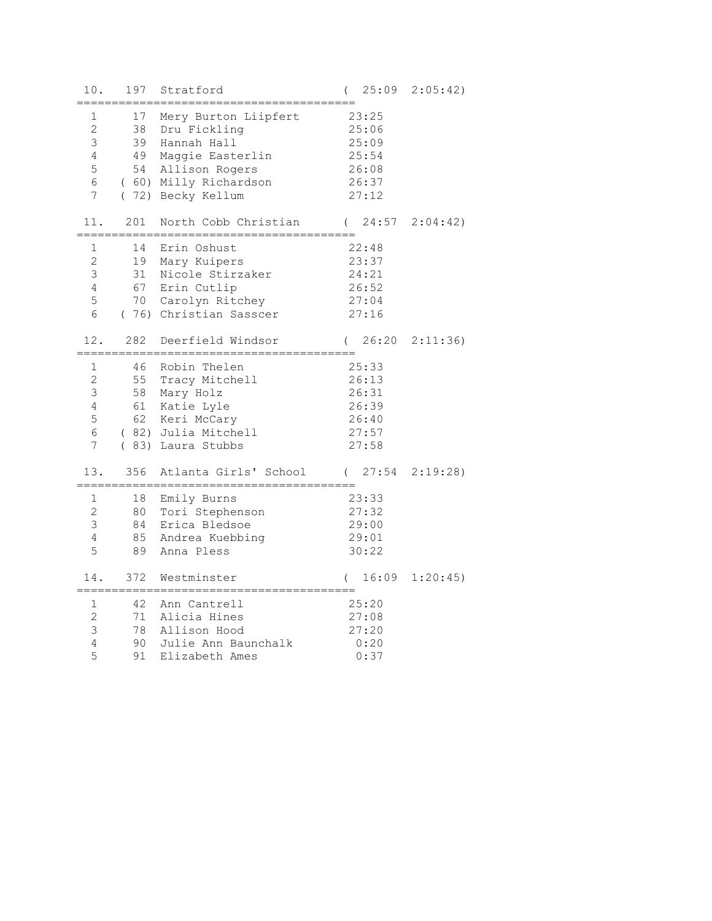```
 10.   197  Stratford               (  25:09  2:05:42)
========================================
  1      17  Mery Burton Liipfert      23:25
  2      38  Dru Fickling              25:06
  3      39  Hannah Hall               25:09
  4      49  Maggie Easterlin          25:54
  5      54  Allison Rogers            26:08
  6     ( 60) Milly Richardson         26:37
  7     ( 72) Becky Kellum             27:12

 11.   201  North Cobb Christian    (  24:57  2:04:42)
========================================
  1      14  Erin Oshust               22:48
  2      19  Mary Kuipers              23:37
  3      31  Nicole Stirzaker          24:21
  4      67  Erin Cutlip               26:52
  5      70  Carolyn Ritchey           27:04
  6     ( 76) Christian Sasscer        27:16

 12.   282  Deerfield Windsor       (  26:20  2:11:36)
========================================
  1      46  Robin Thelen              25:33
  2      55  Tracy Mitchell            26:13
  3      58  Mary Holz                 26:31
  4      61  Katie Lyle                26:39
  5      62  Keri McCary               26:40
  6     ( 82) Julia Mitchell           27:57
  7     ( 83) Laura Stubbs             27:58

 13.   356  Atlanta Girls' School   (  27:54  2:19:28)
========================================
  1      18  Emily Burns               23:33
  2      80  Tori Stephenson           27:32
  3      84  Erica Bledsoe             29:00
  4      85  Andrea Kuebbing           29:01
  5      89  Anna Pless                30:22

 14.   372  Westminster             (  16:09  1:20:45)
========================================
  1      42  Ann Cantrell              25:20
  2      71  Alicia Hines              27:08
  3      78  Allison Hood              27:20
  4      90  Julie Ann Baunchalk        0:20
  5      91  Elizabeth Ames             0:37
```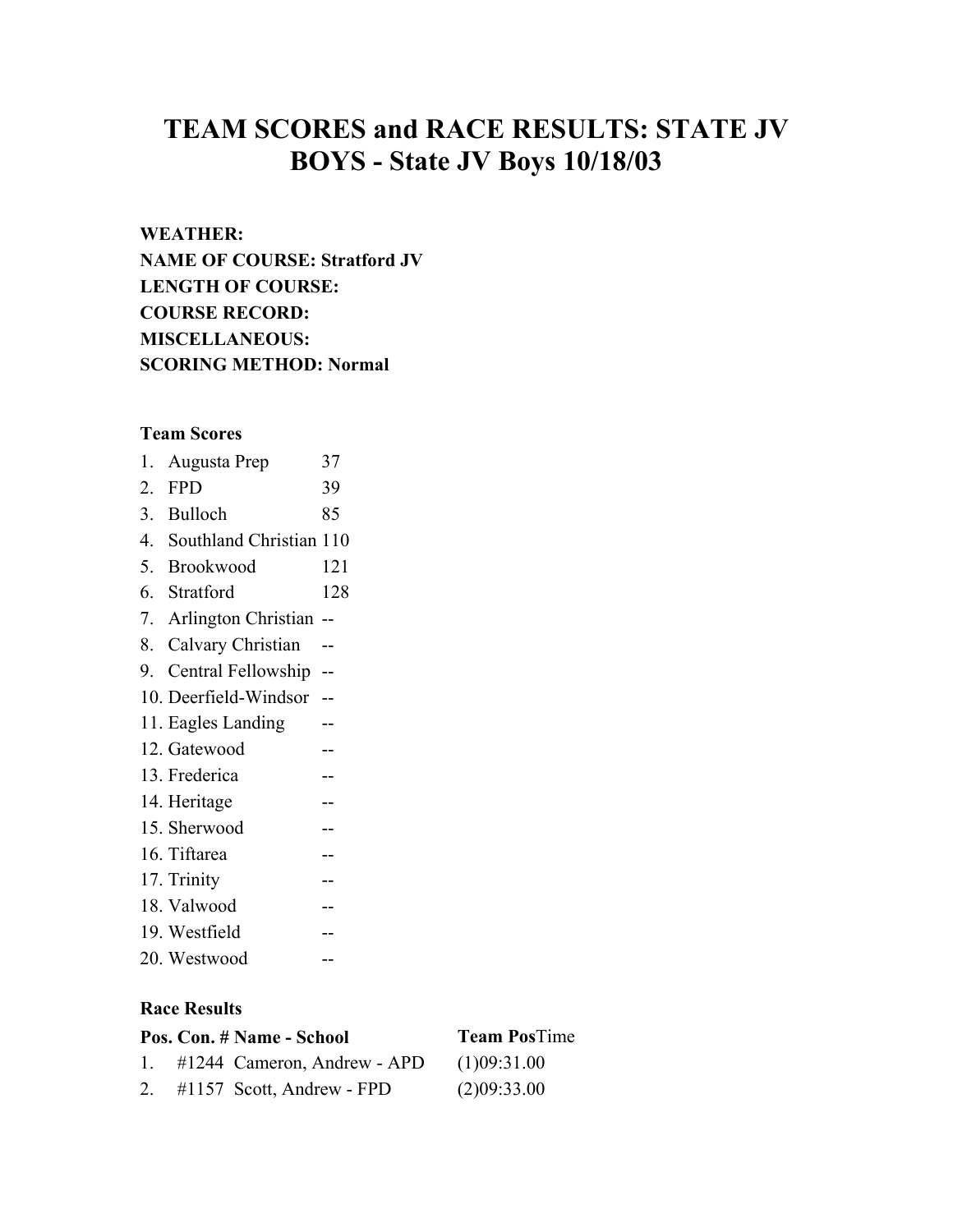# TEAM SCORES and RACE RESULTS: STATE JV BOYS - State JV Boys 10/18/03

**WEATHER:**
**NAME OF COURSE: Stratford JV**
**LENGTH OF COURSE:**
**COURSE RECORD:**
**MISCELLANEOUS:**
**SCORING METHOD: Normal**

### Team Scores

| | | |
|---|---|---|
| 1. | Augusta Prep | 37 |
| 2. | FPD | 39 |
| 3. | Bulloch | 85 |
| 4. | Southland Christian | 110 |
| 5. | Brookwood | 121 |
| 6. | Stratford | 128 |
| 7. | Arlington Christian | -- |
| 8. | Calvary Christian | -- |
| 9. | Central Fellowship | -- |
| 10. | Deerfield-Windsor | -- |
| 11. | Eagles Landing | -- |
| 12. | Gatewood | -- |
| 13. | Frederica | -- |
| 14. | Heritage | -- |
| 15. | Sherwood | -- |
| 16. | Tiftarea | -- |
| 17. | Trinity | -- |
| 18. | Valwood | -- |
| 19. | Westfield | -- |
| 20. | Westwood | -- |

### Race Results

| Pos. | Con. # | Name - School | Team Pos | Time |
|---|---|---|---|---|
| 1. | #1244 | Cameron, Andrew - APD | (1) | 09:31.00 |
| 2. | #1157 | Scott, Andrew - FPD | (2) | 09:33.00 |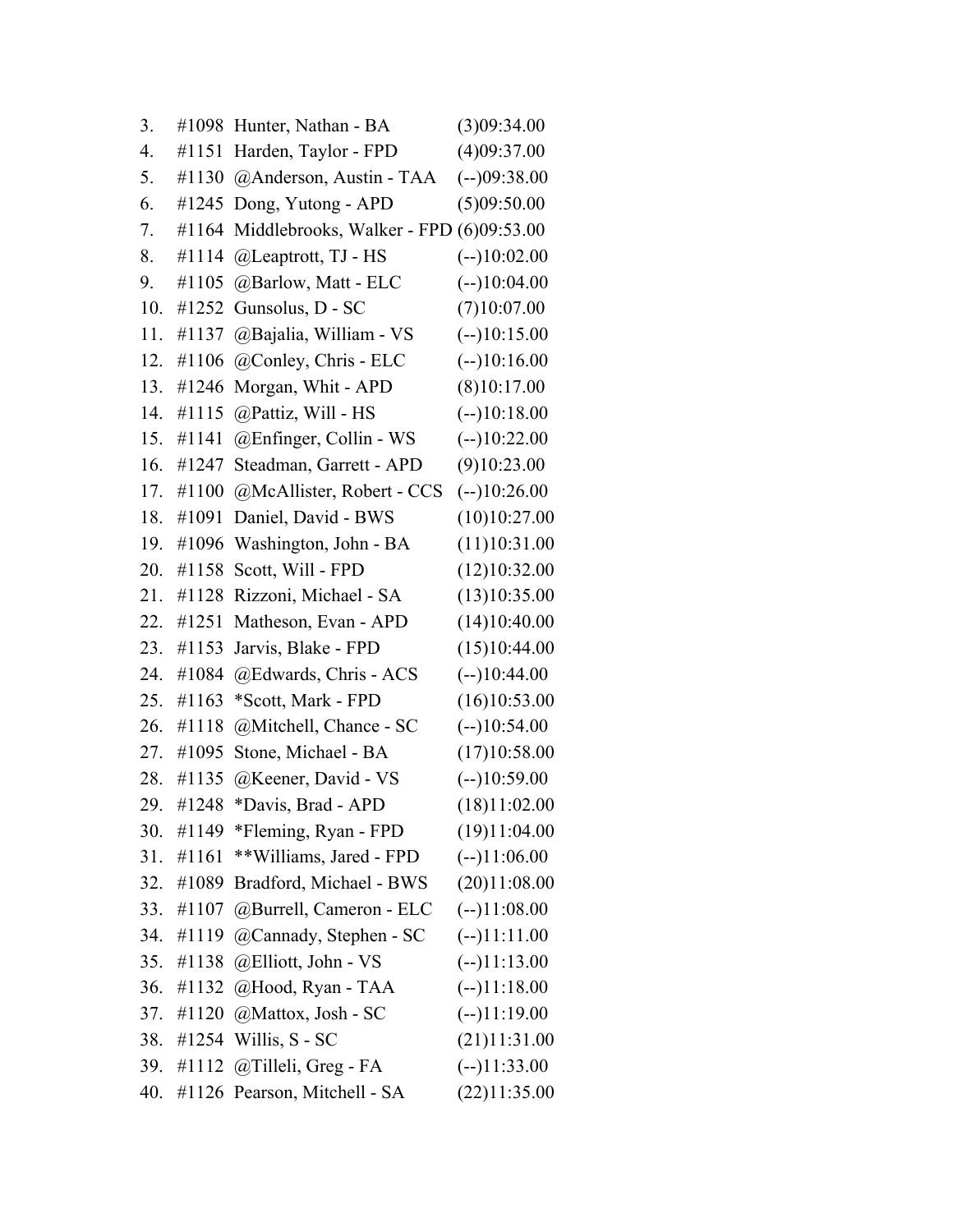3. #1098 Hunter, Nathan - BA (3)09:34.00
4. #1151 Harden, Taylor - FPD (4)09:37.00
5. #1130 @Anderson, Austin - TAA (--)09:38.00
6. #1245 Dong, Yutong - APD (5)09:50.00
7. #1164 Middlebrooks, Walker - FPD (6)09:53.00
8. #1114 @Leaptrott, TJ - HS (--)10:02.00
9. #1105 @Barlow, Matt - ELC (--)10:04.00
10. #1252 Gunsolus, D - SC (7)10:07.00
11. #1137 @Bajalia, William - VS (--)10:15.00
12. #1106 @Conley, Chris - ELC (--)10:16.00
13. #1246 Morgan, Whit - APD (8)10:17.00
14. #1115 @Pattiz, Will - HS (--)10:18.00
15. #1141 @Enfinger, Collin - WS (--)10:22.00
16. #1247 Steadman, Garrett - APD (9)10:23.00
17. #1100 @McAllister, Robert - CCS (--)10:26.00
18. #1091 Daniel, David - BWS (10)10:27.00
19. #1096 Washington, John - BA (11)10:31.00
20. #1158 Scott, Will - FPD (12)10:32.00
21. #1128 Rizzoni, Michael - SA (13)10:35.00
22. #1251 Matheson, Evan - APD (14)10:40.00
23. #1153 Jarvis, Blake - FPD (15)10:44.00
24. #1084 @Edwards, Chris - ACS (--)10:44.00
25. #1163 *Scott, Mark - FPD (16)10:53.00
26. #1118 @Mitchell, Chance - SC (--)10:54.00
27. #1095 Stone, Michael - BA (17)10:58.00
28. #1135 @Keener, David - VS (--)10:59.00
29. #1248 *Davis, Brad - APD (18)11:02.00
30. #1149 *Fleming, Ryan - FPD (19)11:04.00
31. #1161 **Williams, Jared - FPD (--)11:06.00
32. #1089 Bradford, Michael - BWS (20)11:08.00
33. #1107 @Burrell, Cameron - ELC (--)11:08.00
34. #1119 @Cannady, Stephen - SC (--)11:11.00
35. #1138 @Elliott, John - VS (--)11:13.00
36. #1132 @Hood, Ryan - TAA (--)11:18.00
37. #1120 @Mattox, Josh - SC (--)11:19.00
38. #1254 Willis, S - SC (21)11:31.00
39. #1112 @Tilleli, Greg - FA (--)11:33.00
40. #1126 Pearson, Mitchell - SA (22)11:35.00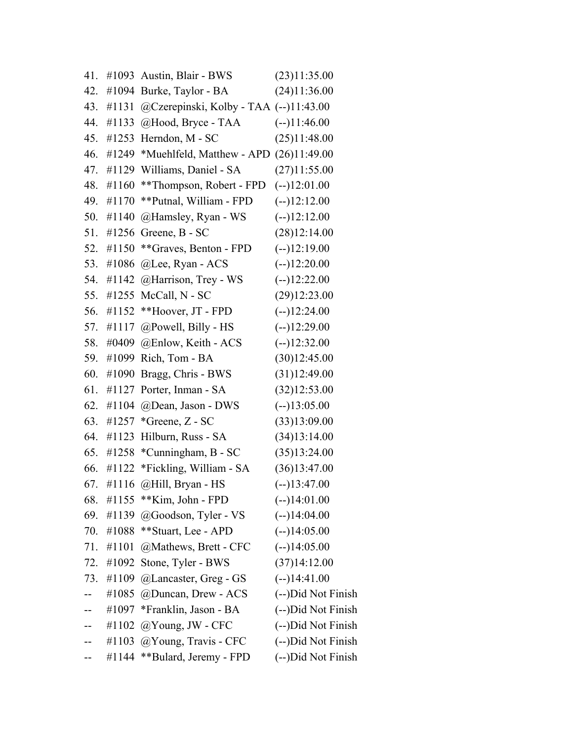41. #1093 Austin, Blair - BWS (23)11:35.00
42. #1094 Burke, Taylor - BA (24)11:36.00
43. #1131 @Czerepinski, Kolby - TAA (--)11:43.00
44. #1133 @Hood, Bryce - TAA (--)11:46.00
45. #1253 Herndon, M - SC (25)11:48.00
46. #1249 *Muehlfeld, Matthew - APD (26)11:49.00
47. #1129 Williams, Daniel - SA (27)11:55.00
48. #1160 **Thompson, Robert - FPD (--)12:01.00
49. #1170 **Putnal, William - FPD (--)12:12.00
50. #1140 @Hamsley, Ryan - WS (--)12:12.00
51. #1256 Greene, B - SC (28)12:14.00
52. #1150 **Graves, Benton - FPD (--)12:19.00
53. #1086 @Lee, Ryan - ACS (--)12:20.00
54. #1142 @Harrison, Trey - WS (--)12:22.00
55. #1255 McCall, N - SC (29)12:23.00
56. #1152 **Hoover, JT - FPD (--)12:24.00
57. #1117 @Powell, Billy - HS (--)12:29.00
58. #0409 @Enlow, Keith - ACS (--)12:32.00
59. #1099 Rich, Tom - BA (30)12:45.00
60. #1090 Bragg, Chris - BWS (31)12:49.00
61. #1127 Porter, Inman - SA (32)12:53.00
62. #1104 @Dean, Jason - DWS (--)13:05.00
63. #1257 *Greene, Z - SC (33)13:09.00
64. #1123 Hilburn, Russ - SA (34)13:14.00
65. #1258 *Cunningham, B - SC (35)13:24.00
66. #1122 *Fickling, William - SA (36)13:47.00
67. #1116 @Hill, Bryan - HS (--)13:47.00
68. #1155 **Kim, John - FPD (--)14:01.00
69. #1139 @Goodson, Tyler - VS (--)14:04.00
70. #1088 **Stuart, Lee - APD (--)14:05.00
71. #1101 @Mathews, Brett - CFC (--)14:05.00
72. #1092 Stone, Tyler - BWS (37)14:12.00
73. #1109 @Lancaster, Greg - GS (--)14:41.00
-- #1085 @Duncan, Drew - ACS (--)Did Not Finish
-- #1097 *Franklin, Jason - BA (--)Did Not Finish
-- #1102 @Young, JW - CFC (--)Did Not Finish
-- #1103 @Young, Travis - CFC (--)Did Not Finish
-- #1144 **Bulard, Jeremy - FPD (--)Did Not Finish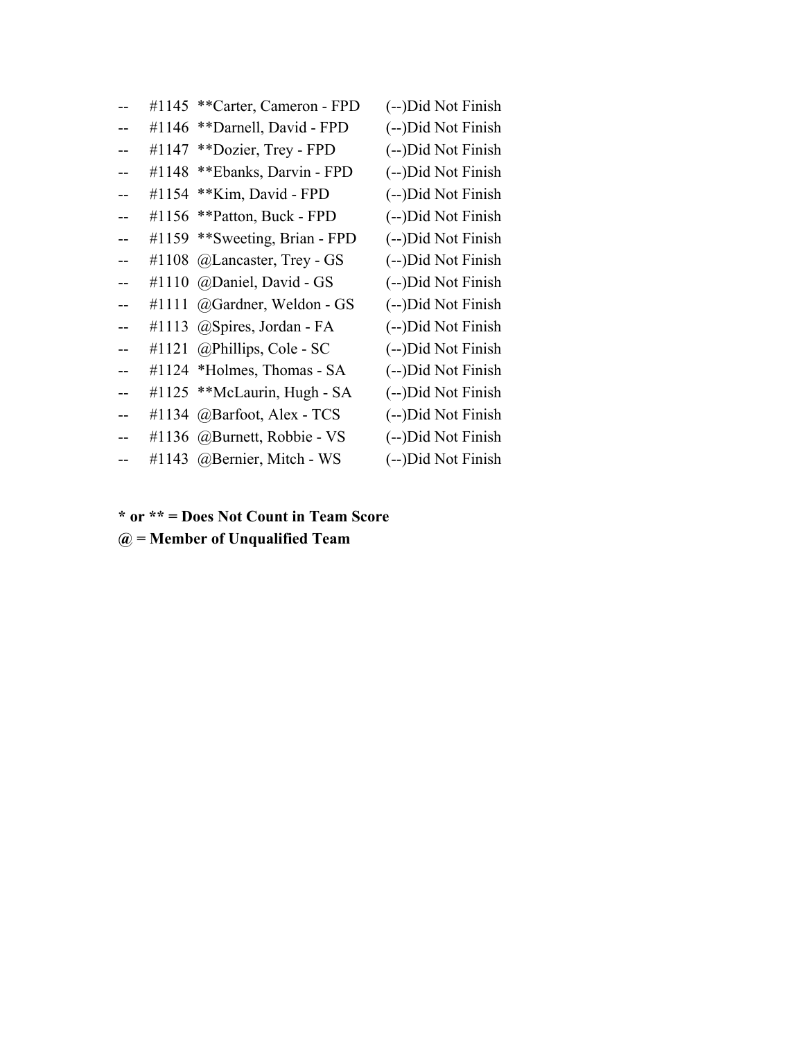| | | | |
|---|---|---|---|
| -- | #1145 | **Carter, Cameron - FPD | (--)Did Not Finish |
| -- | #1146 | **Darnell, David - FPD | (--)Did Not Finish |
| -- | #1147 | **Dozier, Trey - FPD | (--)Did Not Finish |
| -- | #1148 | **Ebanks, Darvin - FPD | (--)Did Not Finish |
| -- | #1154 | **Kim, David - FPD | (--)Did Not Finish |
| -- | #1156 | **Patton, Buck - FPD | (--)Did Not Finish |
| -- | #1159 | **Sweeting, Brian - FPD | (--)Did Not Finish |
| -- | #1108 | @Lancaster, Trey - GS | (--)Did Not Finish |
| -- | #1110 | @Daniel, David - GS | (--)Did Not Finish |
| -- | #1111 | @Gardner, Weldon - GS | (--)Did Not Finish |
| -- | #1113 | @Spires, Jordan - FA | (--)Did Not Finish |
| -- | #1121 | @Phillips, Cole - SC | (--)Did Not Finish |
| -- | #1124 | *Holmes, Thomas - SA | (--)Did Not Finish |
| -- | #1125 | **McLaurin, Hugh - SA | (--)Did Not Finish |
| -- | #1134 | @Barfoot, Alex - TCS | (--)Did Not Finish |
| -- | #1136 | @Burnett, Robbie - VS | (--)Did Not Finish |
| -- | #1143 | @Bernier, Mitch - WS | (--)Did Not Finish |

**\* or ** = Does Not Count in Team Score**

**@ = Member of Unqualified Team**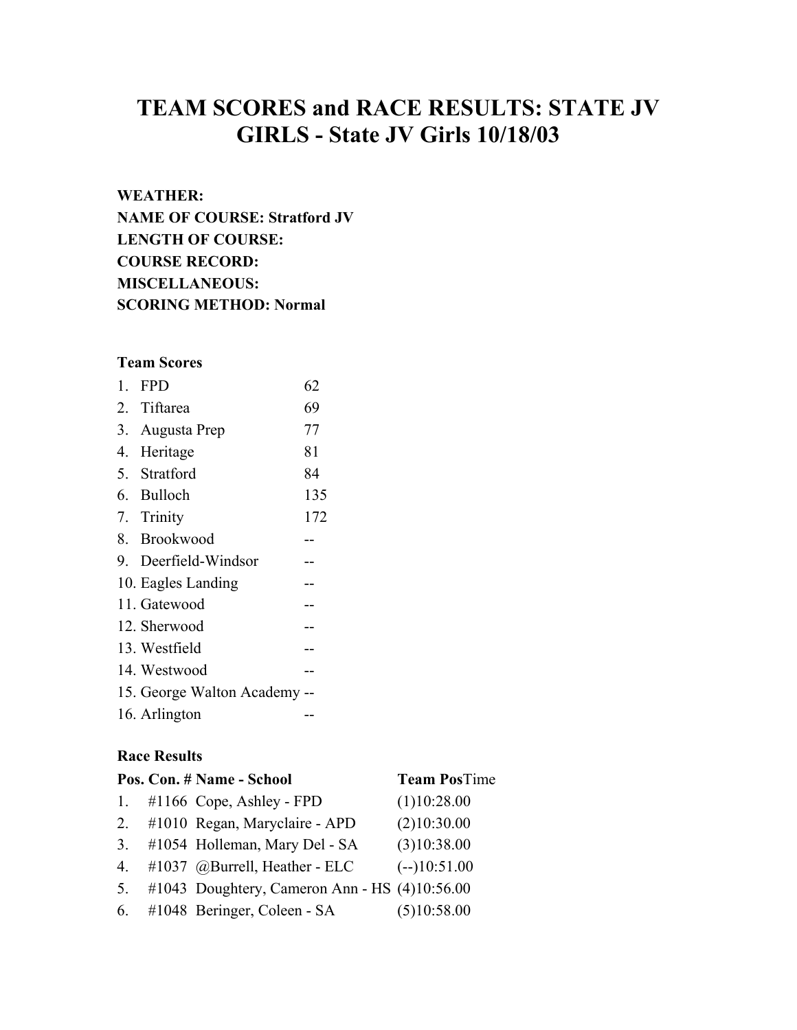# TEAM SCORES and RACE RESULTS: STATE JV GIRLS - State JV Girls 10/18/03

**WEATHER:**
**NAME OF COURSE: Stratford JV**
**LENGTH OF COURSE:**
**COURSE RECORD:**
**MISCELLANEOUS:**
**SCORING METHOD: Normal**

**Team Scores**

| | | |
|---|---|---|
| 1. | FPD | 62 |
| 2. | Tiftarea | 69 |
| 3. | Augusta Prep | 77 |
| 4. | Heritage | 81 |
| 5. | Stratford | 84 |
| 6. | Bulloch | 135 |
| 7. | Trinity | 172 |
| 8. | Brookwood | -- |
| 9. | Deerfield-Windsor | -- |
| 10. | Eagles Landing | -- |
| 11. | Gatewood | -- |
| 12. | Sherwood | -- |
| 13. | Westfield | -- |
| 14. | Westwood | -- |
| 15. | George Walton Academy | -- |
| 16. | Arlington | -- |

**Race Results**

| Pos. | Con. # | Name - School | Team Pos | Time |
|---|---|---|---|---|
| 1. | #1166 | Cope, Ashley - FPD | (1) | 10:28.00 |
| 2. | #1010 | Regan, Maryclaire - APD | (2) | 10:30.00 |
| 3. | #1054 | Holleman, Mary Del - SA | (3) | 10:38.00 |
| 4. | #1037 | @Burrell, Heather - ELC | (--) | 10:51.00 |
| 5. | #1043 | Doughtery, Cameron Ann - HS | (4) | 10:56.00 |
| 6. | #1048 | Beringer, Coleen - SA | (5) | 10:58.00 |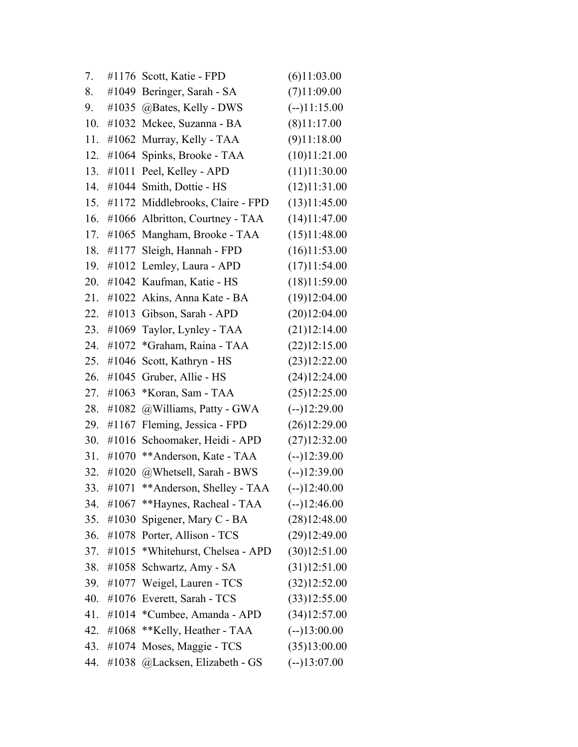7. #1176 Scott, Katie - FPD (6)11:03.00
8. #1049 Beringer, Sarah - SA (7)11:09.00
9. #1035 @Bates, Kelly - DWS (--)11:15.00
10. #1032 Mckee, Suzanna - BA (8)11:17.00
11. #1062 Murray, Kelly - TAA (9)11:18.00
12. #1064 Spinks, Brooke - TAA (10)11:21.00
13. #1011 Peel, Kelley - APD (11)11:30.00
14. #1044 Smith, Dottie - HS (12)11:31.00
15. #1172 Middlebrooks, Claire - FPD (13)11:45.00
16. #1066 Albritton, Courtney - TAA (14)11:47.00
17. #1065 Mangham, Brooke - TAA (15)11:48.00
18. #1177 Sleigh, Hannah - FPD (16)11:53.00
19. #1012 Lemley, Laura - APD (17)11:54.00
20. #1042 Kaufman, Katie - HS (18)11:59.00
21. #1022 Akins, Anna Kate - BA (19)12:04.00
22. #1013 Gibson, Sarah - APD (20)12:04.00
23. #1069 Taylor, Lynley - TAA (21)12:14.00
24. #1072 *Graham, Raina - TAA (22)12:15.00
25. #1046 Scott, Kathryn - HS (23)12:22.00
26. #1045 Gruber, Allie - HS (24)12:24.00
27. #1063 *Koran, Sam - TAA (25)12:25.00
28. #1082 @Williams, Patty - GWA (--)12:29.00
29. #1167 Fleming, Jessica - FPD (26)12:29.00
30. #1016 Schoomaker, Heidi - APD (27)12:32.00
31. #1070 **Anderson, Kate - TAA (--)12:39.00
32. #1020 @Whetsell, Sarah - BWS (--)12:39.00
33. #1071 **Anderson, Shelley - TAA (--)12:40.00
34. #1067 **Haynes, Racheal - TAA (--)12:46.00
35. #1030 Spigener, Mary C - BA (28)12:48.00
36. #1078 Porter, Allison - TCS (29)12:49.00
37. #1015 *Whitehurst, Chelsea - APD (30)12:51.00
38. #1058 Schwartz, Amy - SA (31)12:51.00
39. #1077 Weigel, Lauren - TCS (32)12:52.00
40. #1076 Everett, Sarah - TCS (33)12:55.00
41. #1014 *Cumbee, Amanda - APD (34)12:57.00
42. #1068 **Kelly, Heather - TAA (--)13:00.00
43. #1074 Moses, Maggie - TCS (35)13:00.00
44. #1038 @Lacksen, Elizabeth - GS (--)13:07.00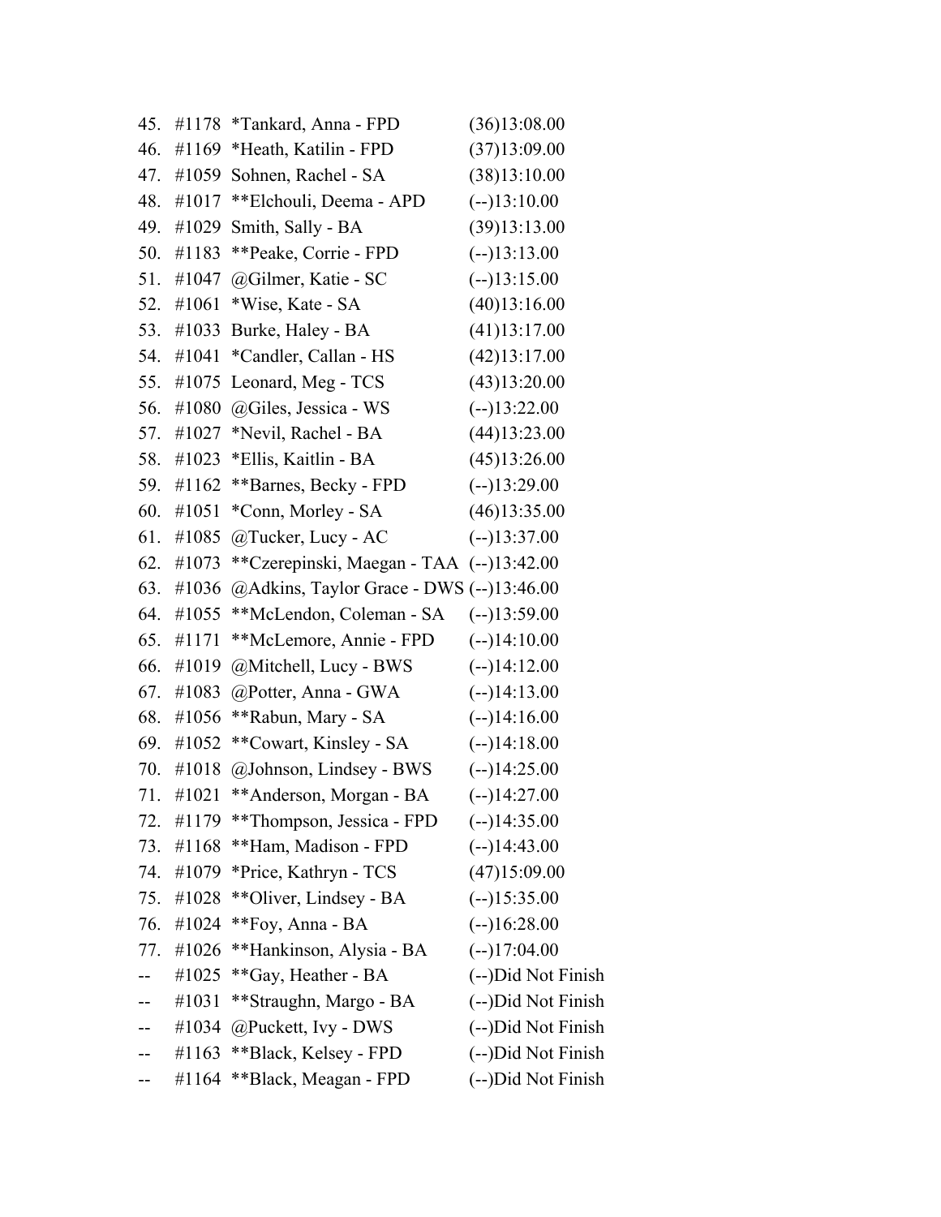45. #1178 *Tankard, Anna - FPD (36)13:08.00
46. #1169 *Heath, Katilin - FPD (37)13:09.00
47. #1059 Sohnen, Rachel - SA (38)13:10.00
48. #1017 **Elchouli, Deema - APD (--)13:10.00
49. #1029 Smith, Sally - BA (39)13:13.00
50. #1183 **Peake, Corrie - FPD (--)13:13.00
51. #1047 @Gilmer, Katie - SC (--)13:15.00
52. #1061 *Wise, Kate - SA (40)13:16.00
53. #1033 Burke, Haley - BA (41)13:17.00
54. #1041 *Candler, Callan - HS (42)13:17.00
55. #1075 Leonard, Meg - TCS (43)13:20.00
56. #1080 @Giles, Jessica - WS (--)13:22.00
57. #1027 *Nevil, Rachel - BA (44)13:23.00
58. #1023 *Ellis, Kaitlin - BA (45)13:26.00
59. #1162 **Barnes, Becky - FPD (--)13:29.00
60. #1051 *Conn, Morley - SA (46)13:35.00
61. #1085 @Tucker, Lucy - AC (--)13:37.00
62. #1073 **Czerepinski, Maegan - TAA (--)13:42.00
63. #1036 @Adkins, Taylor Grace - DWS (--)13:46.00
64. #1055 **McLendon, Coleman - SA (--)13:59.00
65. #1171 **McLemore, Annie - FPD (--)14:10.00
66. #1019 @Mitchell, Lucy - BWS (--)14:12.00
67. #1083 @Potter, Anna - GWA (--)14:13.00
68. #1056 **Rabun, Mary - SA (--)14:16.00
69. #1052 **Cowart, Kinsley - SA (--)14:18.00
70. #1018 @Johnson, Lindsey - BWS (--)14:25.00
71. #1021 **Anderson, Morgan - BA (--)14:27.00
72. #1179 **Thompson, Jessica - FPD (--)14:35.00
73. #1168 **Ham, Madison - FPD (--)14:43.00
74. #1079 *Price, Kathryn - TCS (47)15:09.00
75. #1028 **Oliver, Lindsey - BA (--)15:35.00
76. #1024 **Foy, Anna - BA (--)16:28.00
77. #1026 **Hankinson, Alysia - BA (--)17:04.00
-- #1025 **Gay, Heather - BA (--)Did Not Finish
-- #1031 **Straughn, Margo - BA (--)Did Not Finish
-- #1034 @Puckett, Ivy - DWS (--)Did Not Finish
-- #1163 **Black, Kelsey - FPD (--)Did Not Finish
-- #1164 **Black, Meagan - FPD (--)Did Not Finish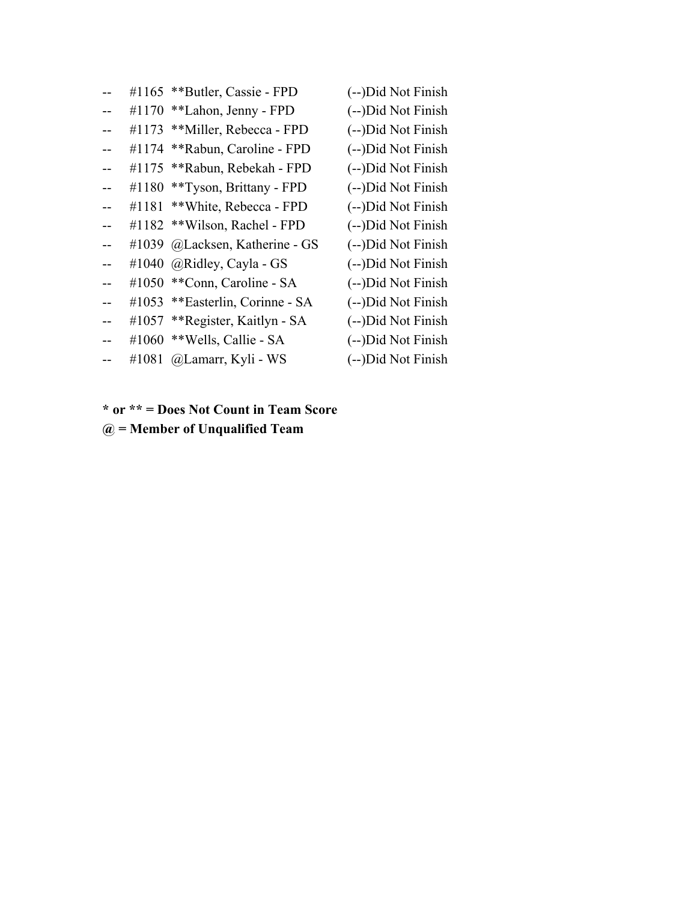| | | | |
|---|---|---|---|
| -- | #1165 | **Butler, Cassie - FPD | (--)Did Not Finish |
| -- | #1170 | **Lahon, Jenny - FPD | (--)Did Not Finish |
| -- | #1173 | **Miller, Rebecca - FPD | (--)Did Not Finish |
| -- | #1174 | **Rabun, Caroline - FPD | (--)Did Not Finish |
| -- | #1175 | **Rabun, Rebekah - FPD | (--)Did Not Finish |
| -- | #1180 | **Tyson, Brittany - FPD | (--)Did Not Finish |
| -- | #1181 | **White, Rebecca - FPD | (--)Did Not Finish |
| -- | #1182 | **Wilson, Rachel - FPD | (--)Did Not Finish |
| -- | #1039 | @Lacksen, Katherine - GS | (--)Did Not Finish |
| -- | #1040 | @Ridley, Cayla - GS | (--)Did Not Finish |
| -- | #1050 | **Conn, Caroline - SA | (--)Did Not Finish |
| -- | #1053 | **Easterlin, Corinne - SA | (--)Did Not Finish |
| -- | #1057 | **Register, Kaitlyn - SA | (--)Did Not Finish |
| -- | #1060 | **Wells, Callie - SA | (--)Did Not Finish |
| -- | #1081 | @Lamarr, Kyli - WS | (--)Did Not Finish |

**\* or \*\* = Does Not Count in Team Score**

**@ = Member of Unqualified Team**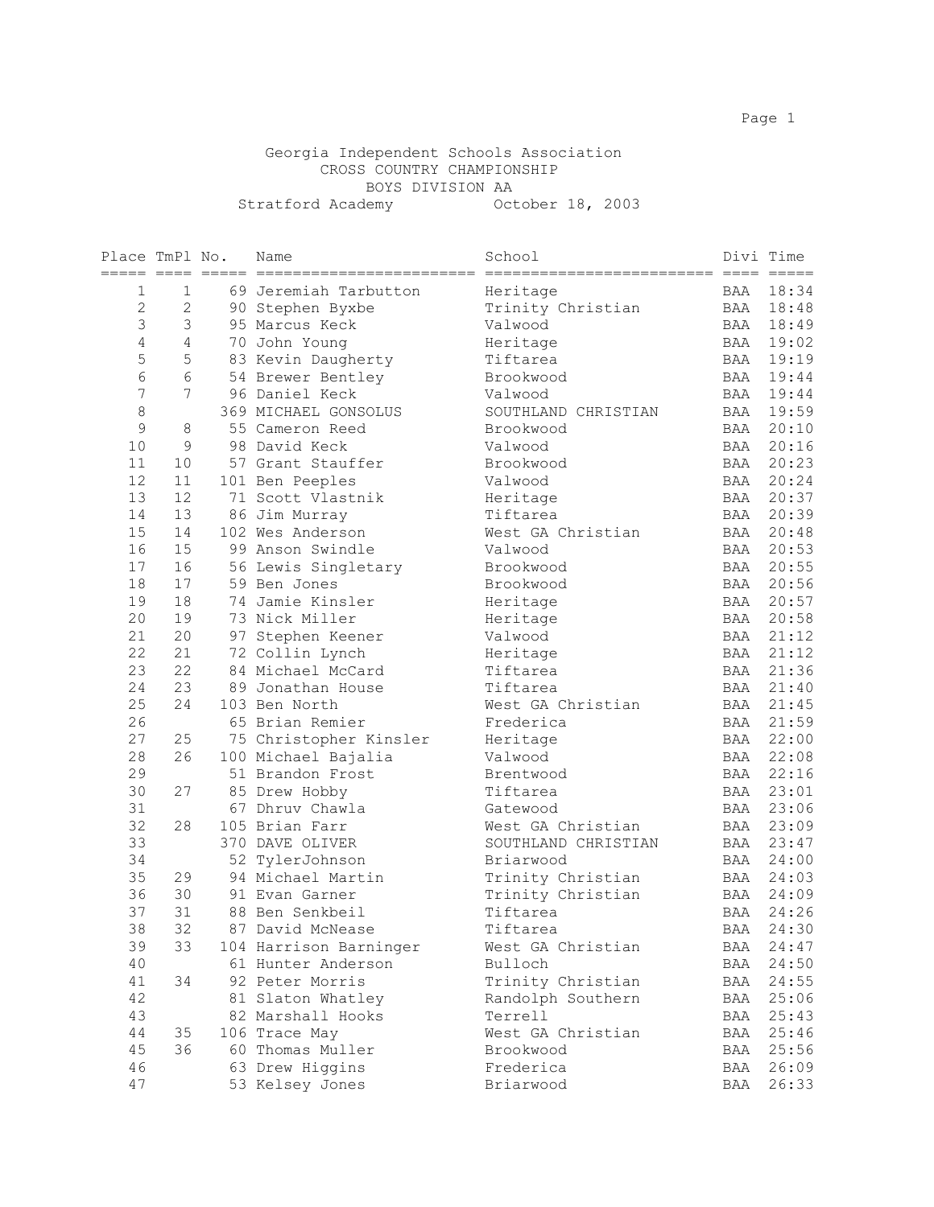Georgia Independent Schools Association
CROSS COUNTRY CHAMPIONSHIP
BOYS DIVISION AA
Stratford Academy October 18, 2003

| Place | TmPl | No. | Name | School | Divi | Time |
|---|---|---|---|---|---|---|
| 1 | 1 | 69 | Jeremiah Tarbutton | Heritage | BAA | 18:34 |
| 2 | 2 | 90 | Stephen Byxbe | Trinity Christian | BAA | 18:48 |
| 3 | 3 | 95 | Marcus Keck | Valwood | BAA | 18:49 |
| 4 | 4 | 70 | John Young | Heritage | BAA | 19:02 |
| 5 | 5 | 83 | Kevin Daugherty | Tiftarea | BAA | 19:19 |
| 6 | 6 | 54 | Brewer Bentley | Brookwood | BAA | 19:44 |
| 7 | 7 | 96 | Daniel Keck | Valwood | BAA | 19:44 |
| 8 | | 369 | MICHAEL GONSOLUS | SOUTHLAND CHRISTIAN | BAA | 19:59 |
| 9 | 8 | 55 | Cameron Reed | Brookwood | BAA | 20:10 |
| 10 | 9 | 98 | David Keck | Valwood | BAA | 20:16 |
| 11 | 10 | 57 | Grant Stauffer | Brookwood | BAA | 20:23 |
| 12 | 11 | 101 | Ben Peeples | Valwood | BAA | 20:24 |
| 13 | 12 | 71 | Scott Vlastnik | Heritage | BAA | 20:37 |
| 14 | 13 | 86 | Jim Murray | Tiftarea | BAA | 20:39 |
| 15 | 14 | 102 | Wes Anderson | West GA Christian | BAA | 20:48 |
| 16 | 15 | 99 | Anson Swindle | Valwood | BAA | 20:53 |
| 17 | 16 | 56 | Lewis Singletary | Brookwood | BAA | 20:55 |
| 18 | 17 | 59 | Ben Jones | Brookwood | BAA | 20:56 |
| 19 | 18 | 74 | Jamie Kinsler | Heritage | BAA | 20:57 |
| 20 | 19 | 73 | Nick Miller | Heritage | BAA | 20:58 |
| 21 | 20 | 97 | Stephen Keener | Valwood | BAA | 21:12 |
| 22 | 21 | 72 | Collin Lynch | Heritage | BAA | 21:12 |
| 23 | 22 | 84 | Michael McCard | Tiftarea | BAA | 21:36 |
| 24 | 23 | 89 | Jonathan House | Tiftarea | BAA | 21:40 |
| 25 | 24 | 103 | Ben North | West GA Christian | BAA | 21:45 |
| 26 | | 65 | Brian Remier | Frederica | BAA | 21:59 |
| 27 | 25 | 75 | Christopher Kinsler | Heritage | BAA | 22:00 |
| 28 | 26 | 100 | Michael Bajalia | Valwood | BAA | 22:08 |
| 29 | | 51 | Brandon Frost | Brentwood | BAA | 22:16 |
| 30 | 27 | 85 | Drew Hobby | Tiftarea | BAA | 23:01 |
| 31 | | 67 | Dhruv Chawla | Gatewood | BAA | 23:06 |
| 32 | 28 | 105 | Brian Farr | West GA Christian | BAA | 23:09 |
| 33 | | 370 | DAVE OLIVER | SOUTHLAND CHRISTIAN | BAA | 23:47 |
| 34 | | 52 | TylerJohnson | Briarwood | BAA | 24:00 |
| 35 | 29 | 94 | Michael Martin | Trinity Christian | BAA | 24:03 |
| 36 | 30 | 91 | Evan Garner | Trinity Christian | BAA | 24:09 |
| 37 | 31 | 88 | Ben Senkbeil | Tiftarea | BAA | 24:26 |
| 38 | 32 | 87 | David McNease | Tiftarea | BAA | 24:30 |
| 39 | 33 | 104 | Harrison Barninger | West GA Christian | BAA | 24:47 |
| 40 | | 61 | Hunter Anderson | Bulloch | BAA | 24:50 |
| 41 | 34 | 92 | Peter Morris | Trinity Christian | BAA | 24:55 |
| 42 | | 81 | Slaton Whatley | Randolph Southern | BAA | 25:06 |
| 43 | | 82 | Marshall Hooks | Terrell | BAA | 25:43 |
| 44 | 35 | 106 | Trace May | West GA Christian | BAA | 25:46 |
| 45 | 36 | 60 | Thomas Muller | Brookwood | BAA | 25:56 |
| 46 | | 63 | Drew Higgins | Frederica | BAA | 26:09 |
| 47 | | 53 | Kelsey Jones | Briarwood | BAA | 26:33 |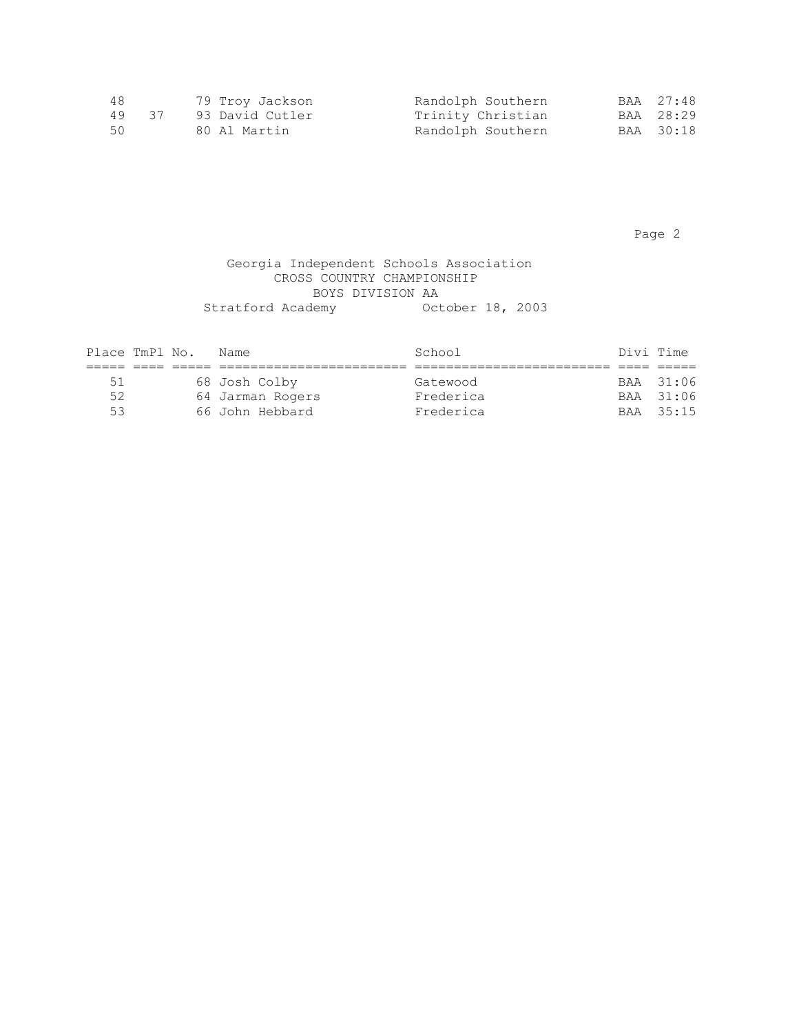| Place | TmPl | No. | Name | School | Divi | Time |
|---|---|---|---|---|---|---|
| 48 | | 79 | Troy Jackson | Randolph Southern | BAA | 27:48 |
| 49 | 37 | 93 | David Cutler | Trinity Christian | BAA | 28:29 |
| 50 | | 80 | Al Martin | Randolph Southern | BAA | 30:18 |

Georgia Independent Schools Association
CROSS COUNTRY CHAMPIONSHIP
BOYS DIVISION AA
Stratford Academy          October 18, 2003

| Place | TmPl | No. | Name | School | Divi | Time |
|---|---|---|---|---|---|---|
| 51 | | 68 | Josh Colby | Gatewood | BAA | 31:06 |
| 52 | | 64 | Jarman Rogers | Frederica | BAA | 31:06 |
| 53 | | 66 | John Hebbard | Frederica | BAA | 35:15 |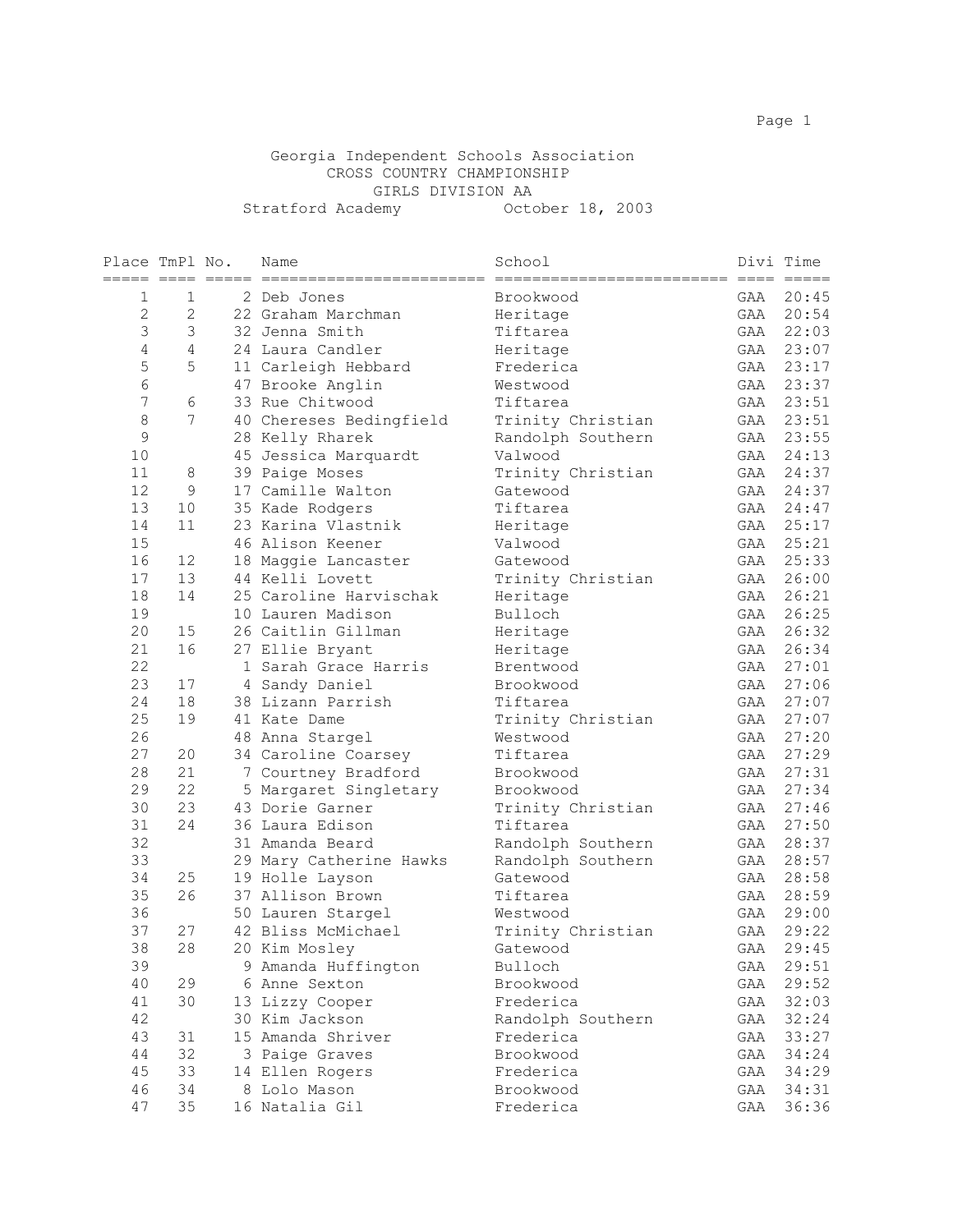Georgia Independent Schools Association
CROSS COUNTRY CHAMPIONSHIP
GIRLS DIVISION AA
Stratford Academy October 18, 2003

| Place | TmPl | No. | Name | School | Divi | Time |
|---|---|---|---|---|---|---|
| 1 | 1 | 2 | Deb Jones | Brookwood | GAA | 20:45 |
| 2 | 2 | 22 | Graham Marchman | Heritage | GAA | 20:54 |
| 3 | 3 | 32 | Jenna Smith | Tiftarea | GAA | 22:03 |
| 4 | 4 | 24 | Laura Candler | Heritage | GAA | 23:07 |
| 5 | 5 | 11 | Carleigh Hebbard | Frederica | GAA | 23:17 |
| 6 | | 47 | Brooke Anglin | Westwood | GAA | 23:37 |
| 7 | 6 | 33 | Rue Chitwood | Tiftarea | GAA | 23:51 |
| 8 | 7 | 40 | Chereses Bedingfield | Trinity Christian | GAA | 23:51 |
| 9 | | 28 | Kelly Rharek | Randolph Southern | GAA | 23:55 |
| 10 | | 45 | Jessica Marquardt | Valwood | GAA | 24:13 |
| 11 | 8 | 39 | Paige Moses | Trinity Christian | GAA | 24:37 |
| 12 | 9 | 17 | Camille Walton | Gatewood | GAA | 24:37 |
| 13 | 10 | 35 | Kade Rodgers | Tiftarea | GAA | 24:47 |
| 14 | 11 | 23 | Karina Vlastnik | Heritage | GAA | 25:17 |
| 15 | | 46 | Alison Keener | Valwood | GAA | 25:21 |
| 16 | 12 | 18 | Maggie Lancaster | Gatewood | GAA | 25:33 |
| 17 | 13 | 44 | Kelli Lovett | Trinity Christian | GAA | 26:00 |
| 18 | 14 | 25 | Caroline Harvischak | Heritage | GAA | 26:21 |
| 19 | | 10 | Lauren Madison | Bulloch | GAA | 26:25 |
| 20 | 15 | 26 | Caitlin Gillman | Heritage | GAA | 26:32 |
| 21 | 16 | 27 | Ellie Bryant | Heritage | GAA | 26:34 |
| 22 | | 1 | Sarah Grace Harris | Brentwood | GAA | 27:01 |
| 23 | 17 | 4 | Sandy Daniel | Brookwood | GAA | 27:06 |
| 24 | 18 | 38 | Lizann Parrish | Tiftarea | GAA | 27:07 |
| 25 | 19 | 41 | Kate Dame | Trinity Christian | GAA | 27:07 |
| 26 | | 48 | Anna Stargel | Westwood | GAA | 27:20 |
| 27 | 20 | 34 | Caroline Coarsey | Tiftarea | GAA | 27:29 |
| 28 | 21 | 7 | Courtney Bradford | Brookwood | GAA | 27:31 |
| 29 | 22 | 5 | Margaret Singletary | Brookwood | GAA | 27:34 |
| 30 | 23 | 43 | Dorie Garner | Trinity Christian | GAA | 27:46 |
| 31 | 24 | 36 | Laura Edison | Tiftarea | GAA | 27:50 |
| 32 | | 31 | Amanda Beard | Randolph Southern | GAA | 28:37 |
| 33 | | 29 | Mary Catherine Hawks | Randolph Southern | GAA | 28:57 |
| 34 | 25 | 19 | Holle Layson | Gatewood | GAA | 28:58 |
| 35 | 26 | 37 | Allison Brown | Tiftarea | GAA | 28:59 |
| 36 | | 50 | Lauren Stargel | Westwood | GAA | 29:00 |
| 37 | 27 | 42 | Bliss McMichael | Trinity Christian | GAA | 29:22 |
| 38 | 28 | 20 | Kim Mosley | Gatewood | GAA | 29:45 |
| 39 | | 9 | Amanda Huffington | Bulloch | GAA | 29:51 |
| 40 | 29 | 6 | Anne Sexton | Brookwood | GAA | 29:52 |
| 41 | 30 | 13 | Lizzy Cooper | Frederica | GAA | 32:03 |
| 42 | | 30 | Kim Jackson | Randolph Southern | GAA | 32:24 |
| 43 | 31 | 15 | Amanda Shriver | Frederica | GAA | 33:27 |
| 44 | 32 | 3 | Paige Graves | Brookwood | GAA | 34:24 |
| 45 | 33 | 14 | Ellen Rogers | Frederica | GAA | 34:29 |
| 46 | 34 | 8 | Lolo Mason | Brookwood | GAA | 34:31 |
| 47 | 35 | 16 | Natalia Gil | Frederica | GAA | 36:36 |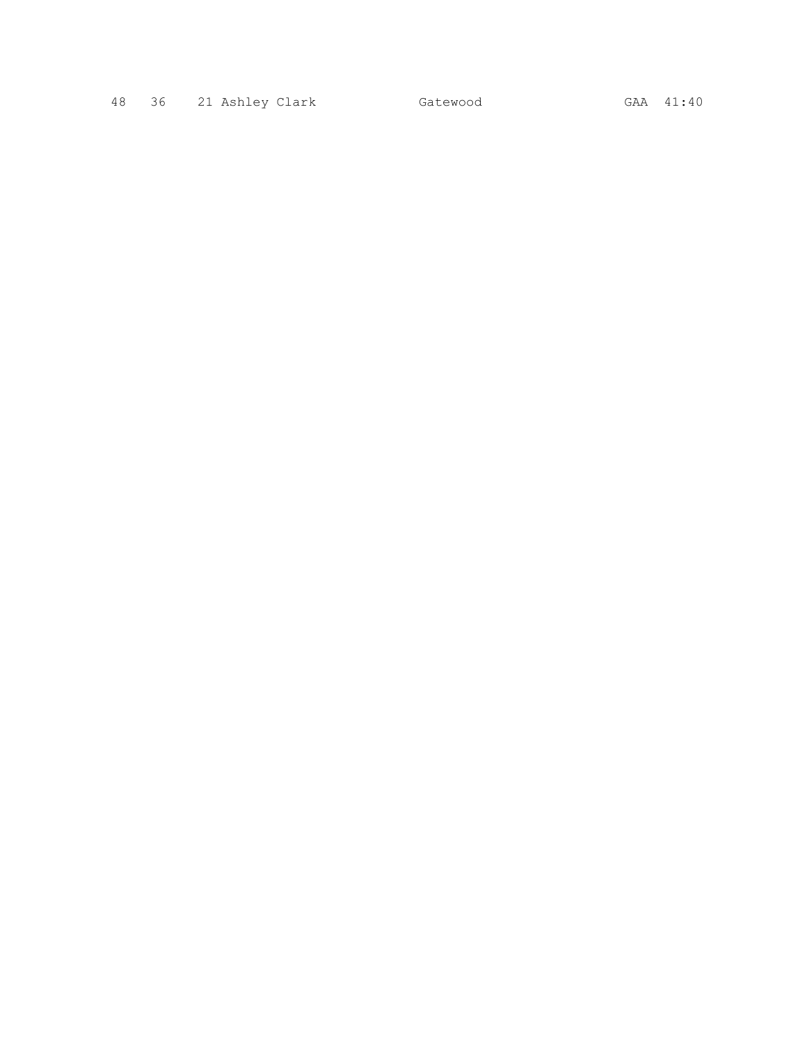```
48   36    21 Ashley Clark           Gatewood                    GAA  41:40
```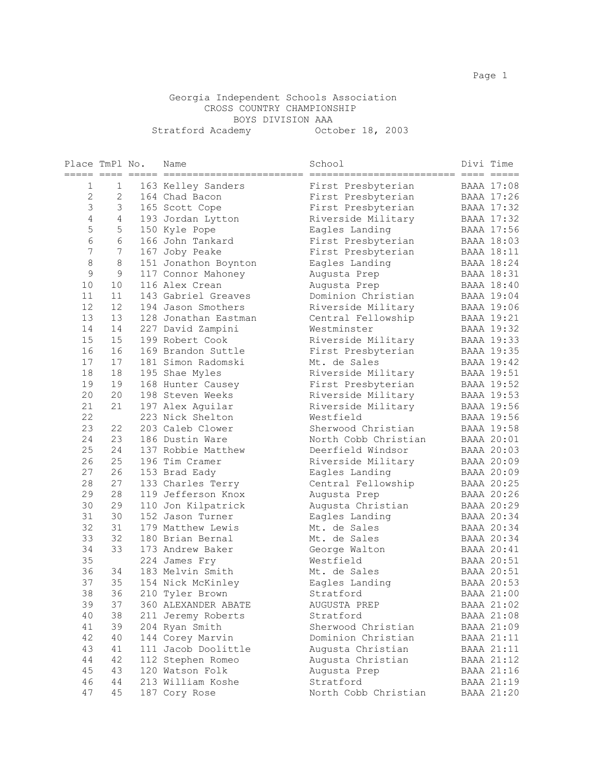# Georgia Independent Schools Association
## CROSS COUNTRY CHAMPIONSHIP
### BOYS DIVISION AAA

Stratford Academy October 18, 2003

| Place | TmPl | No. | Name | School | Divi | Time |
|---|---|---|---|---|---|---|
| 1 | 1 | 163 | Kelley Sanders | First Presbyterian | BAAA | 17:08 |
| 2 | 2 | 164 | Chad Bacon | First Presbyterian | BAAA | 17:26 |
| 3 | 3 | 165 | Scott Cope | First Presbyterian | BAAA | 17:32 |
| 4 | 4 | 193 | Jordan Lytton | Riverside Military | BAAA | 17:32 |
| 5 | 5 | 150 | Kyle Pope | Eagles Landing | BAAA | 17:56 |
| 6 | 6 | 166 | John Tankard | First Presbyterian | BAAA | 18:03 |
| 7 | 7 | 167 | Joby Peake | First Presbyterian | BAAA | 18:11 |
| 8 | 8 | 151 | Jonathon Boynton | Eagles Landing | BAAA | 18:24 |
| 9 | 9 | 117 | Connor Mahoney | Augusta Prep | BAAA | 18:31 |
| 10 | 10 | 116 | Alex Crean | Augusta Prep | BAAA | 18:40 |
| 11 | 11 | 143 | Gabriel Greaves | Dominion Christian | BAAA | 19:04 |
| 12 | 12 | 194 | Jason Smothers | Riverside Military | BAAA | 19:06 |
| 13 | 13 | 128 | Jonathan Eastman | Central Fellowship | BAAA | 19:21 |
| 14 | 14 | 227 | David Zampini | Westminster | BAAA | 19:32 |
| 15 | 15 | 199 | Robert Cook | Riverside Military | BAAA | 19:33 |
| 16 | 16 | 169 | Brandon Suttle | First Presbyterian | BAAA | 19:35 |
| 17 | 17 | 181 | Simon Radomski | Mt. de Sales | BAAA | 19:42 |
| 18 | 18 | 195 | Shae Myles | Riverside Military | BAAA | 19:51 |
| 19 | 19 | 168 | Hunter Causey | First Presbyterian | BAAA | 19:52 |
| 20 | 20 | 198 | Steven Weeks | Riverside Military | BAAA | 19:53 |
| 21 | 21 | 197 | Alex Aguilar | Riverside Military | BAAA | 19:56 |
| 22 | | 223 | Nick Shelton | Westfield | BAAA | 19:56 |
| 23 | 22 | 203 | Caleb Clower | Sherwood Christian | BAAA | 19:58 |
| 24 | 23 | 186 | Dustin Ware | North Cobb Christian | BAAA | 20:01 |
| 25 | 24 | 137 | Robbie Matthew | Deerfield Windsor | BAAA | 20:03 |
| 26 | 25 | 196 | Tim Cramer | Riverside Military | BAAA | 20:09 |
| 27 | 26 | 153 | Brad Eady | Eagles Landing | BAAA | 20:09 |
| 28 | 27 | 133 | Charles Terry | Central Fellowship | BAAA | 20:25 |
| 29 | 28 | 119 | Jefferson Knox | Augusta Prep | BAAA | 20:26 |
| 30 | 29 | 110 | Jon Kilpatrick | Augusta Christian | BAAA | 20:29 |
| 31 | 30 | 152 | Jason Turner | Eagles Landing | BAAA | 20:34 |
| 32 | 31 | 179 | Matthew Lewis | Mt. de Sales | BAAA | 20:34 |
| 33 | 32 | 180 | Brian Bernal | Mt. de Sales | BAAA | 20:34 |
| 34 | 33 | 173 | Andrew Baker | George Walton | BAAA | 20:41 |
| 35 | | 224 | James Fry | Westfield | BAAA | 20:51 |
| 36 | 34 | 183 | Melvin Smith | Mt. de Sales | BAAA | 20:51 |
| 37 | 35 | 154 | Nick McKinley | Eagles Landing | BAAA | 20:53 |
| 38 | 36 | 210 | Tyler Brown | Stratford | BAAA | 21:00 |
| 39 | 37 | 360 | ALEXANDER ABATE | AUGUSTA PREP | BAAA | 21:02 |
| 40 | 38 | 211 | Jeremy Roberts | Stratford | BAAA | 21:08 |
| 41 | 39 | 204 | Ryan Smith | Sherwood Christian | BAAA | 21:09 |
| 42 | 40 | 144 | Corey Marvin | Dominion Christian | BAAA | 21:11 |
| 43 | 41 | 111 | Jacob Doolittle | Augusta Christian | BAAA | 21:11 |
| 44 | 42 | 112 | Stephen Romeo | Augusta Christian | BAAA | 21:12 |
| 45 | 43 | 120 | Watson Folk | Augusta Prep | BAAA | 21:16 |
| 46 | 44 | 213 | William Koshe | Stratford | BAAA | 21:19 |
| 47 | 45 | 187 | Cory Rose | North Cobb Christian | BAAA | 21:20 |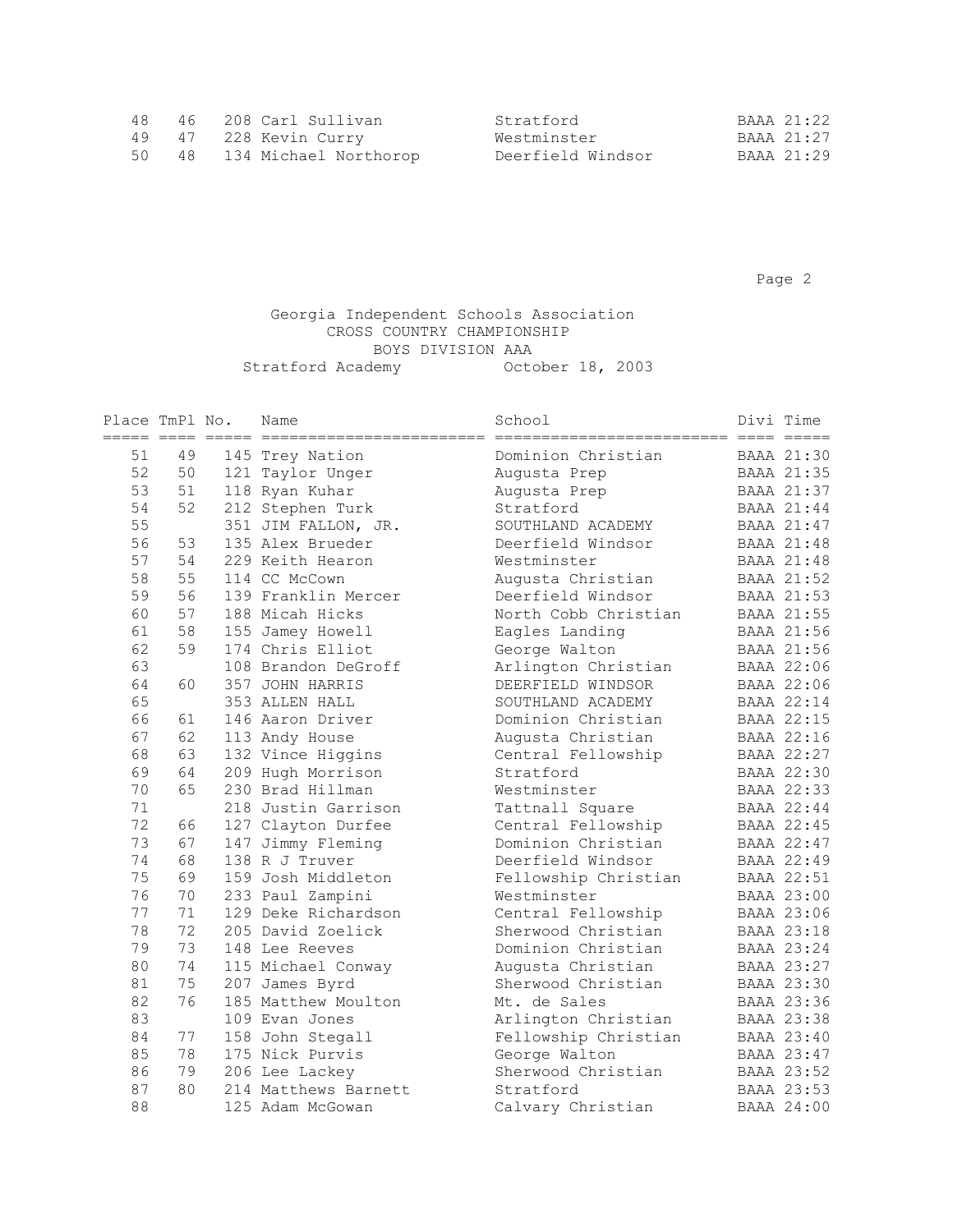| Place | TmPl | No. | Name | School | Divi | Time |
|---|---|---|---|---|---|---|
| 48 | 46 | 208 | Carl Sullivan | Stratford | BAAA | 21:22 |
| 49 | 47 | 228 | Kevin Curry | Westminster | BAAA | 21:27 |
| 50 | 48 | 134 | Michael Northorop | Deerfield Windsor | BAAA | 21:29 |

Georgia Independent Schools Association
CROSS COUNTRY CHAMPIONSHIP
BOYS DIVISION AAA
Stratford Academy October 18, 2003

| Place | TmPl | No. | Name | School | Divi | Time |
|---|---|---|---|---|---|---|
| 51 | 49 | 145 | Trey Nation | Dominion Christian | BAAA | 21:30 |
| 52 | 50 | 121 | Taylor Unger | Augusta Prep | BAAA | 21:35 |
| 53 | 51 | 118 | Ryan Kuhar | Augusta Prep | BAAA | 21:37 |
| 54 | 52 | 212 | Stephen Turk | Stratford | BAAA | 21:44 |
| 55 | | 351 | JIM FALLON, JR. | SOUTHLAND ACADEMY | BAAA | 21:47 |
| 56 | 53 | 135 | Alex Brueder | Deerfield Windsor | BAAA | 21:48 |
| 57 | 54 | 229 | Keith Hearon | Westminster | BAAA | 21:48 |
| 58 | 55 | 114 | CC McCown | Augusta Christian | BAAA | 21:52 |
| 59 | 56 | 139 | Franklin Mercer | Deerfield Windsor | BAAA | 21:53 |
| 60 | 57 | 188 | Micah Hicks | North Cobb Christian | BAAA | 21:55 |
| 61 | 58 | 155 | Jamey Howell | Eagles Landing | BAAA | 21:56 |
| 62 | 59 | 174 | Chris Elliot | George Walton | BAAA | 21:56 |
| 63 | | 108 | Brandon DeGroff | Arlington Christian | BAAA | 22:06 |
| 64 | 60 | 357 | JOHN HARRIS | DEERFIELD WINDSOR | BAAA | 22:06 |
| 65 | | 353 | ALLEN HALL | SOUTHLAND ACADEMY | BAAA | 22:14 |
| 66 | 61 | 146 | Aaron Driver | Dominion Christian | BAAA | 22:15 |
| 67 | 62 | 113 | Andy House | Augusta Christian | BAAA | 22:16 |
| 68 | 63 | 132 | Vince Higgins | Central Fellowship | BAAA | 22:27 |
| 69 | 64 | 209 | Hugh Morrison | Stratford | BAAA | 22:30 |
| 70 | 65 | 230 | Brad Hillman | Westminster | BAAA | 22:33 |
| 71 | | 218 | Justin Garrison | Tattnall Square | BAAA | 22:44 |
| 72 | 66 | 127 | Clayton Durfee | Central Fellowship | BAAA | 22:45 |
| 73 | 67 | 147 | Jimmy Fleming | Dominion Christian | BAAA | 22:47 |
| 74 | 68 | 138 | R J Truver | Deerfield Windsor | BAAA | 22:49 |
| 75 | 69 | 159 | Josh Middleton | Fellowship Christian | BAAA | 22:51 |
| 76 | 70 | 233 | Paul Zampini | Westminster | BAAA | 23:00 |
| 77 | 71 | 129 | Deke Richardson | Central Fellowship | BAAA | 23:06 |
| 78 | 72 | 205 | David Zoelick | Sherwood Christian | BAAA | 23:18 |
| 79 | 73 | 148 | Lee Reeves | Dominion Christian | BAAA | 23:24 |
| 80 | 74 | 115 | Michael Conway | Augusta Christian | BAAA | 23:27 |
| 81 | 75 | 207 | James Byrd | Sherwood Christian | BAAA | 23:30 |
| 82 | 76 | 185 | Matthew Moulton | Mt. de Sales | BAAA | 23:36 |
| 83 | | 109 | Evan Jones | Arlington Christian | BAAA | 23:38 |
| 84 | 77 | 158 | John Stegall | Fellowship Christian | BAAA | 23:40 |
| 85 | 78 | 175 | Nick Purvis | George Walton | BAAA | 23:47 |
| 86 | 79 | 206 | Lee Lackey | Sherwood Christian | BAAA | 23:52 |
| 87 | 80 | 214 | Matthews Barnett | Stratford | BAAA | 23:53 |
| 88 | | 125 | Adam McGowan | Calvary Christian | BAAA | 24:00 |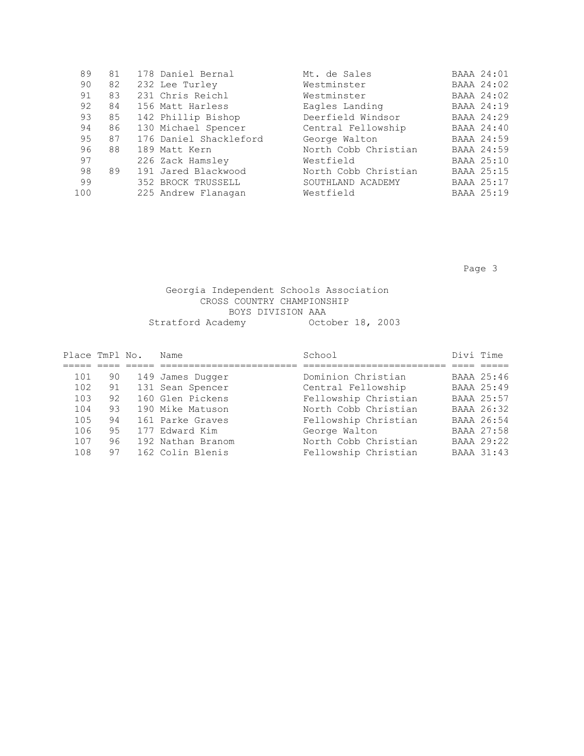| Place | TmPl | No. | Name | School | Divi | Time |
|---|---|---|---|---|---|---|
| 89 | 81 | 178 | Daniel Bernal | Mt. de Sales | BAAA | 24:01 |
| 90 | 82 | 232 | Lee Turley | Westminster | BAAA | 24:02 |
| 91 | 83 | 231 | Chris Reichl | Westminster | BAAA | 24:02 |
| 92 | 84 | 156 | Matt Harless | Eagles Landing | BAAA | 24:19 |
| 93 | 85 | 142 | Phillip Bishop | Deerfield Windsor | BAAA | 24:29 |
| 94 | 86 | 130 | Michael Spencer | Central Fellowship | BAAA | 24:40 |
| 95 | 87 | 176 | Daniel Shackleford | George Walton | BAAA | 24:59 |
| 96 | 88 | 189 | Matt Kern | North Cobb Christian | BAAA | 24:59 |
| 97 | | 226 | Zack Hamsley | Westfield | BAAA | 25:10 |
| 98 | 89 | 191 | Jared Blackwood | North Cobb Christian | BAAA | 25:15 |
| 99 | | 352 | BROCK TRUSSELL | SOUTHLAND ACADEMY | BAAA | 25:17 |
| 100 | | 225 | Andrew Flanagan | Westfield | BAAA | 25:19 |

Georgia Independent Schools Association
CROSS COUNTRY CHAMPIONSHIP
BOYS DIVISION AAA
Stratford Academy October 18, 2003

| Place | TmPl | No. | Name | School | Divi | Time |
|---|---|---|---|---|---|---|
| 101 | 90 | 149 | James Dugger | Dominion Christian | BAAA | 25:46 |
| 102 | 91 | 131 | Sean Spencer | Central Fellowship | BAAA | 25:49 |
| 103 | 92 | 160 | Glen Pickens | Fellowship Christian | BAAA | 25:57 |
| 104 | 93 | 190 | Mike Matuson | North Cobb Christian | BAAA | 26:32 |
| 105 | 94 | 161 | Parke Graves | Fellowship Christian | BAAA | 26:54 |
| 106 | 95 | 177 | Edward Kim | George Walton | BAAA | 27:58 |
| 107 | 96 | 192 | Nathan Branom | North Cobb Christian | BAAA | 29:22 |
| 108 | 97 | 162 | Colin Blenis | Fellowship Christian | BAAA | 31:43 |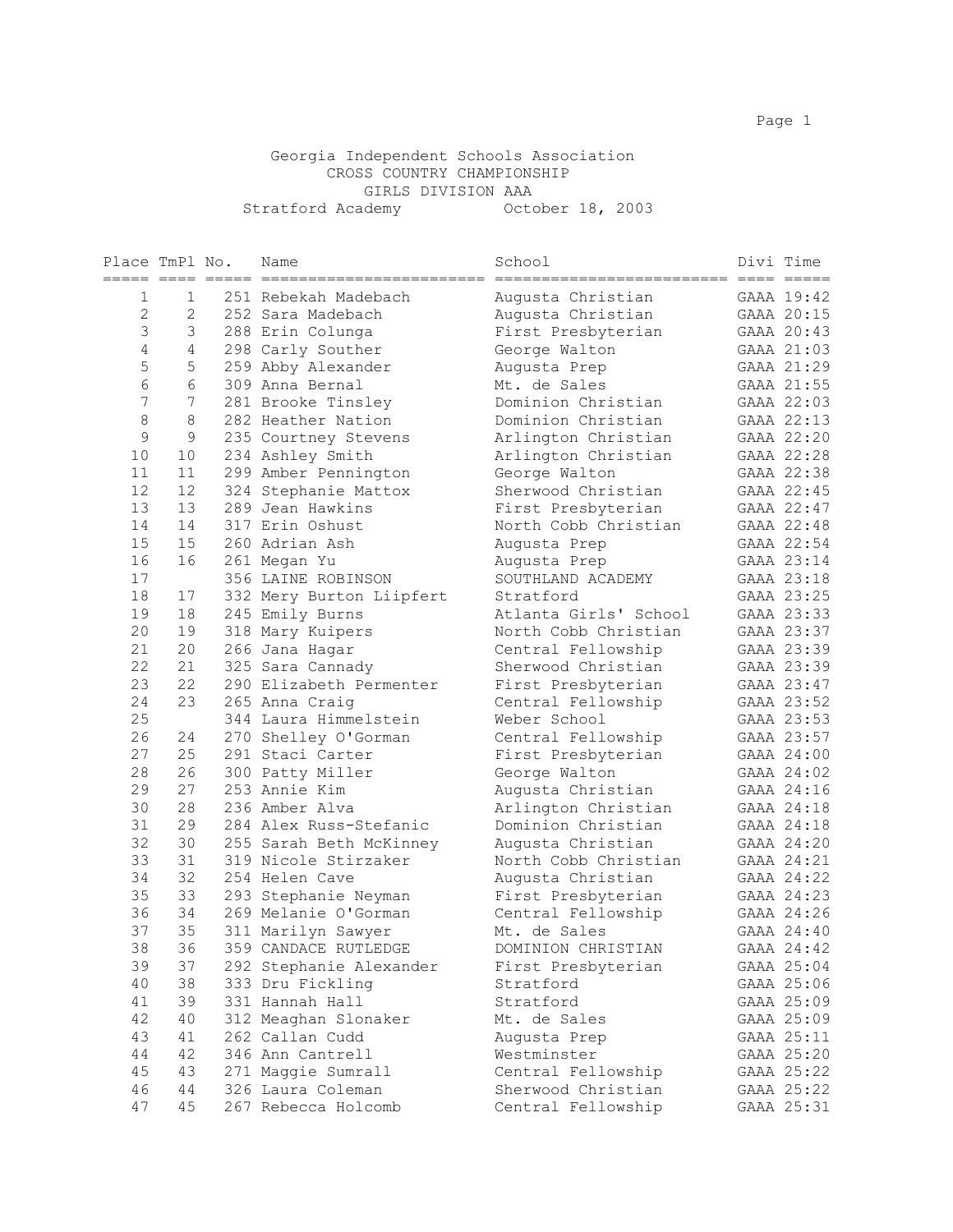# Georgia Independent Schools Association
## CROSS COUNTRY CHAMPIONSHIP
### GIRLS DIVISION AAA

Stratford Academy October 18, 2003

| Place | TmPl | No. | Name | School | Divi | Time |
|---|---|---|---|---|---|---|
| 1 | 1 | 251 | Rebekah Madebach | Augusta Christian | GAAA | 19:42 |
| 2 | 2 | 252 | Sara Madebach | Augusta Christian | GAAA | 20:15 |
| 3 | 3 | 288 | Erin Colunga | First Presbyterian | GAAA | 20:43 |
| 4 | 4 | 298 | Carly Souther | George Walton | GAAA | 21:03 |
| 5 | 5 | 259 | Abby Alexander | Augusta Prep | GAAA | 21:29 |
| 6 | 6 | 309 | Anna Bernal | Mt. de Sales | GAAA | 21:55 |
| 7 | 7 | 281 | Brooke Tinsley | Dominion Christian | GAAA | 22:03 |
| 8 | 8 | 282 | Heather Nation | Dominion Christian | GAAA | 22:13 |
| 9 | 9 | 235 | Courtney Stevens | Arlington Christian | GAAA | 22:20 |
| 10 | 10 | 234 | Ashley Smith | Arlington Christian | GAAA | 22:28 |
| 11 | 11 | 299 | Amber Pennington | George Walton | GAAA | 22:38 |
| 12 | 12 | 324 | Stephanie Mattox | Sherwood Christian | GAAA | 22:45 |
| 13 | 13 | 289 | Jean Hawkins | First Presbyterian | GAAA | 22:47 |
| 14 | 14 | 317 | Erin Oshust | North Cobb Christian | GAAA | 22:48 |
| 15 | 15 | 260 | Adrian Ash | Augusta Prep | GAAA | 22:54 |
| 16 | 16 | 261 | Megan Yu | Augusta Prep | GAAA | 23:14 |
| 17 | | 356 | LAINE ROBINSON | SOUTHLAND ACADEMY | GAAA | 23:18 |
| 18 | 17 | 332 | Mery Burton Liipfert | Stratford | GAAA | 23:25 |
| 19 | 18 | 245 | Emily Burns | Atlanta Girls' School | GAAA | 23:33 |
| 20 | 19 | 318 | Mary Kuipers | North Cobb Christian | GAAA | 23:37 |
| 21 | 20 | 266 | Jana Hagar | Central Fellowship | GAAA | 23:39 |
| 22 | 21 | 325 | Sara Cannady | Sherwood Christian | GAAA | 23:39 |
| 23 | 22 | 290 | Elizabeth Permenter | First Presbyterian | GAAA | 23:47 |
| 24 | 23 | 265 | Anna Craig | Central Fellowship | GAAA | 23:52 |
| 25 | | 344 | Laura Himmelstein | Weber School | GAAA | 23:53 |
| 26 | 24 | 270 | Shelley O'Gorman | Central Fellowship | GAAA | 23:57 |
| 27 | 25 | 291 | Staci Carter | First Presbyterian | GAAA | 24:00 |
| 28 | 26 | 300 | Patty Miller | George Walton | GAAA | 24:02 |
| 29 | 27 | 253 | Annie Kim | Augusta Christian | GAAA | 24:16 |
| 30 | 28 | 236 | Amber Alva | Arlington Christian | GAAA | 24:18 |
| 31 | 29 | 284 | Alex Russ-Stefanic | Dominion Christian | GAAA | 24:18 |
| 32 | 30 | 255 | Sarah Beth McKinney | Augusta Christian | GAAA | 24:20 |
| 33 | 31 | 319 | Nicole Stirzaker | North Cobb Christian | GAAA | 24:21 |
| 34 | 32 | 254 | Helen Cave | Augusta Christian | GAAA | 24:22 |
| 35 | 33 | 293 | Stephanie Neyman | First Presbyterian | GAAA | 24:23 |
| 36 | 34 | 269 | Melanie O'Gorman | Central Fellowship | GAAA | 24:26 |
| 37 | 35 | 311 | Marilyn Sawyer | Mt. de Sales | GAAA | 24:40 |
| 38 | 36 | 359 | CANDACE RUTLEDGE | DOMINION CHRISTIAN | GAAA | 24:42 |
| 39 | 37 | 292 | Stephanie Alexander | First Presbyterian | GAAA | 25:04 |
| 40 | 38 | 333 | Dru Fickling | Stratford | GAAA | 25:06 |
| 41 | 39 | 331 | Hannah Hall | Stratford | GAAA | 25:09 |
| 42 | 40 | 312 | Meaghan Slonaker | Mt. de Sales | GAAA | 25:09 |
| 43 | 41 | 262 | Callan Cudd | Augusta Prep | GAAA | 25:11 |
| 44 | 42 | 346 | Ann Cantrell | Westminster | GAAA | 25:20 |
| 45 | 43 | 271 | Maggie Sumrall | Central Fellowship | GAAA | 25:22 |
| 46 | 44 | 326 | Laura Coleman | Sherwood Christian | GAAA | 25:22 |
| 47 | 45 | 267 | Rebecca Holcomb | Central Fellowship | GAAA | 25:31 |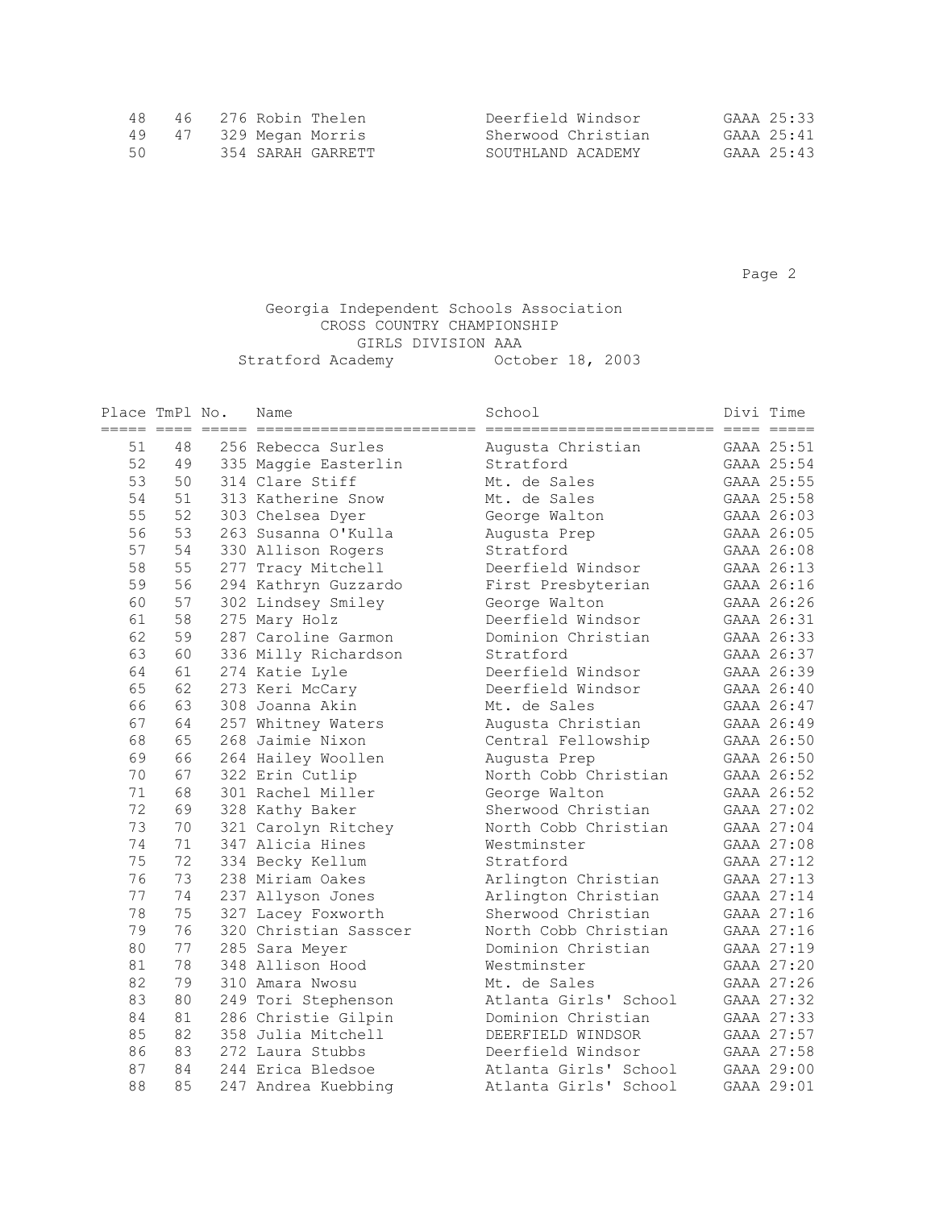| Place | TmPl | No. | Name | School | Divi | Time |
|---|---|---|---|---|---|---|
| 48 | 46 | 276 | Robin Thelen | Deerfield Windsor | GAAA | 25:33 |
| 49 | 47 | 329 | Megan Morris | Sherwood Christian | GAAA | 25:41 |
| 50 | | 354 | SARAH GARRETT | SOUTHLAND ACADEMY | GAAA | 25:43 |

Georgia Independent Schools Association
CROSS COUNTRY CHAMPIONSHIP
GIRLS DIVISION AAA
Stratford Academy October 18, 2003

| Place | TmPl | No. | Name | School | Divi | Time |
|---|---|---|---|---|---|---|
| 51 | 48 | 256 | Rebecca Surles | Augusta Christian | GAAA | 25:51 |
| 52 | 49 | 335 | Maggie Easterlin | Stratford | GAAA | 25:54 |
| 53 | 50 | 314 | Clare Stiff | Mt. de Sales | GAAA | 25:55 |
| 54 | 51 | 313 | Katherine Snow | Mt. de Sales | GAAA | 25:58 |
| 55 | 52 | 303 | Chelsea Dyer | George Walton | GAAA | 26:03 |
| 56 | 53 | 263 | Susanna O'Kulla | Augusta Prep | GAAA | 26:05 |
| 57 | 54 | 330 | Allison Rogers | Stratford | GAAA | 26:08 |
| 58 | 55 | 277 | Tracy Mitchell | Deerfield Windsor | GAAA | 26:13 |
| 59 | 56 | 294 | Kathryn Guzzardo | First Presbyterian | GAAA | 26:16 |
| 60 | 57 | 302 | Lindsey Smiley | George Walton | GAAA | 26:26 |
| 61 | 58 | 275 | Mary Holz | Deerfield Windsor | GAAA | 26:31 |
| 62 | 59 | 287 | Caroline Garmon | Dominion Christian | GAAA | 26:33 |
| 63 | 60 | 336 | Milly Richardson | Stratford | GAAA | 26:37 |
| 64 | 61 | 274 | Katie Lyle | Deerfield Windsor | GAAA | 26:39 |
| 65 | 62 | 273 | Keri McCary | Deerfield Windsor | GAAA | 26:40 |
| 66 | 63 | 308 | Joanna Akin | Mt. de Sales | GAAA | 26:47 |
| 67 | 64 | 257 | Whitney Waters | Augusta Christian | GAAA | 26:49 |
| 68 | 65 | 268 | Jaimie Nixon | Central Fellowship | GAAA | 26:50 |
| 69 | 66 | 264 | Hailey Woollen | Augusta Prep | GAAA | 26:50 |
| 70 | 67 | 322 | Erin Cutlip | North Cobb Christian | GAAA | 26:52 |
| 71 | 68 | 301 | Rachel Miller | George Walton | GAAA | 26:52 |
| 72 | 69 | 328 | Kathy Baker | Sherwood Christian | GAAA | 27:02 |
| 73 | 70 | 321 | Carolyn Ritchey | North Cobb Christian | GAAA | 27:04 |
| 74 | 71 | 347 | Alicia Hines | Westminster | GAAA | 27:08 |
| 75 | 72 | 334 | Becky Kellum | Stratford | GAAA | 27:12 |
| 76 | 73 | 238 | Miriam Oakes | Arlington Christian | GAAA | 27:13 |
| 77 | 74 | 237 | Allyson Jones | Arlington Christian | GAAA | 27:14 |
| 78 | 75 | 327 | Lacey Foxworth | Sherwood Christian | GAAA | 27:16 |
| 79 | 76 | 320 | Christian Sasscer | North Cobb Christian | GAAA | 27:16 |
| 80 | 77 | 285 | Sara Meyer | Dominion Christian | GAAA | 27:19 |
| 81 | 78 | 348 | Allison Hood | Westminster | GAAA | 27:20 |
| 82 | 79 | 310 | Amara Nwosu | Mt. de Sales | GAAA | 27:26 |
| 83 | 80 | 249 | Tori Stephenson | Atlanta Girls' School | GAAA | 27:32 |
| 84 | 81 | 286 | Christie Gilpin | Dominion Christian | GAAA | 27:33 |
| 85 | 82 | 358 | Julia Mitchell | DEERFIELD WINDSOR | GAAA | 27:57 |
| 86 | 83 | 272 | Laura Stubbs | Deerfield Windsor | GAAA | 27:58 |
| 87 | 84 | 244 | Erica Bledsoe | Atlanta Girls' School | GAAA | 29:00 |
| 88 | 85 | 247 | Andrea Kuebbing | Atlanta Girls' School | GAAA | 29:01 |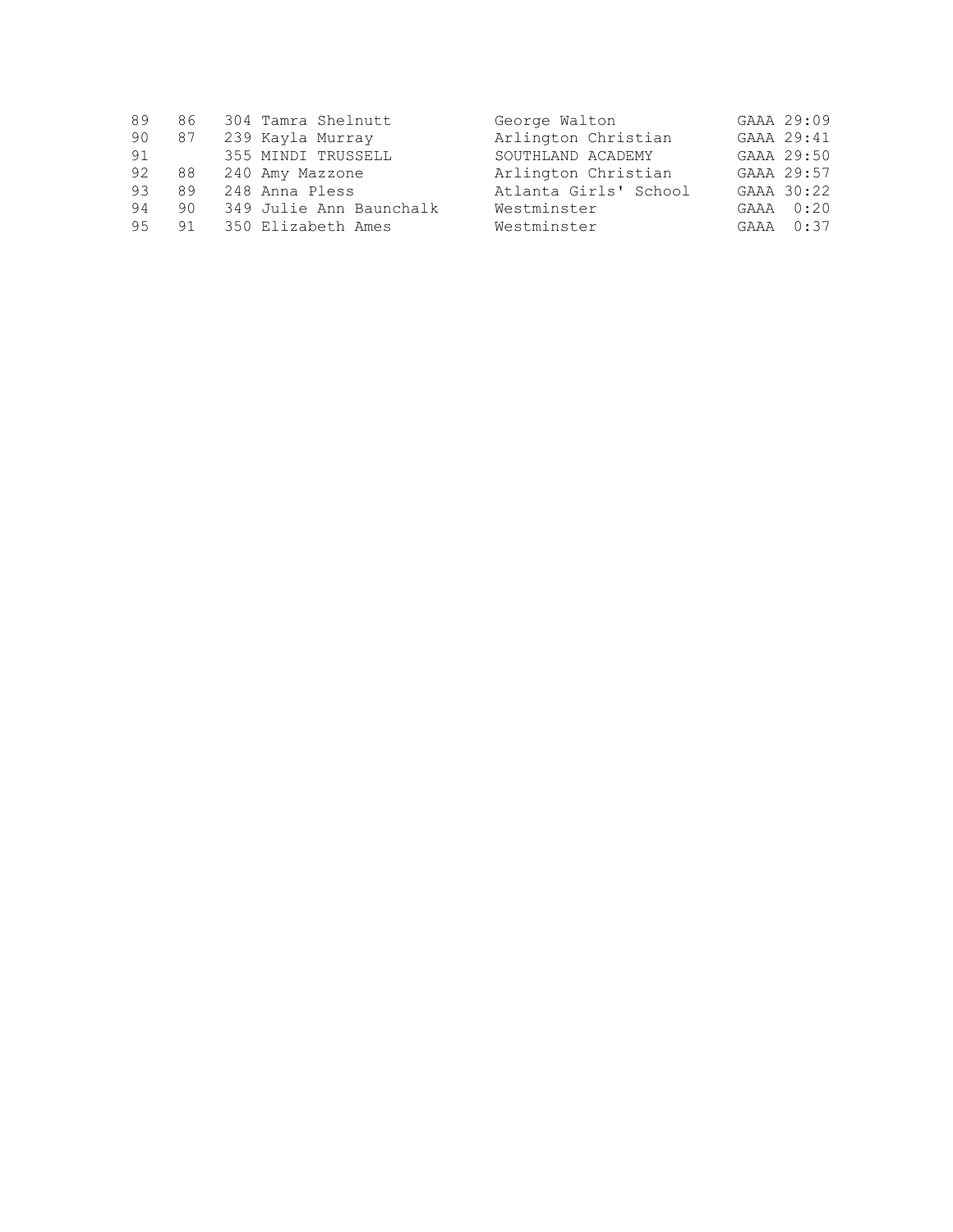| | | | | | | |
|---|---|---|---|---|---|---|
| 89 | 86 | 304 | Tamra Shelnutt | George Walton | GAAA | 29:09 |
| 90 | 87 | 239 | Kayla Murray | Arlington Christian | GAAA | 29:41 |
| 91 | | 355 | MINDI TRUSSELL | SOUTHLAND ACADEMY | GAAA | 29:50 |
| 92 | 88 | 240 | Amy Mazzone | Arlington Christian | GAAA | 29:57 |
| 93 | 89 | 248 | Anna Pless | Atlanta Girls' School | GAAA | 30:22 |
| 94 | 90 | 349 | Julie Ann Baunchalk | Westminster | GAAA | 0:20 |
| 95 | 91 | 350 | Elizabeth Ames | Westminster | GAAA | 0:37 |